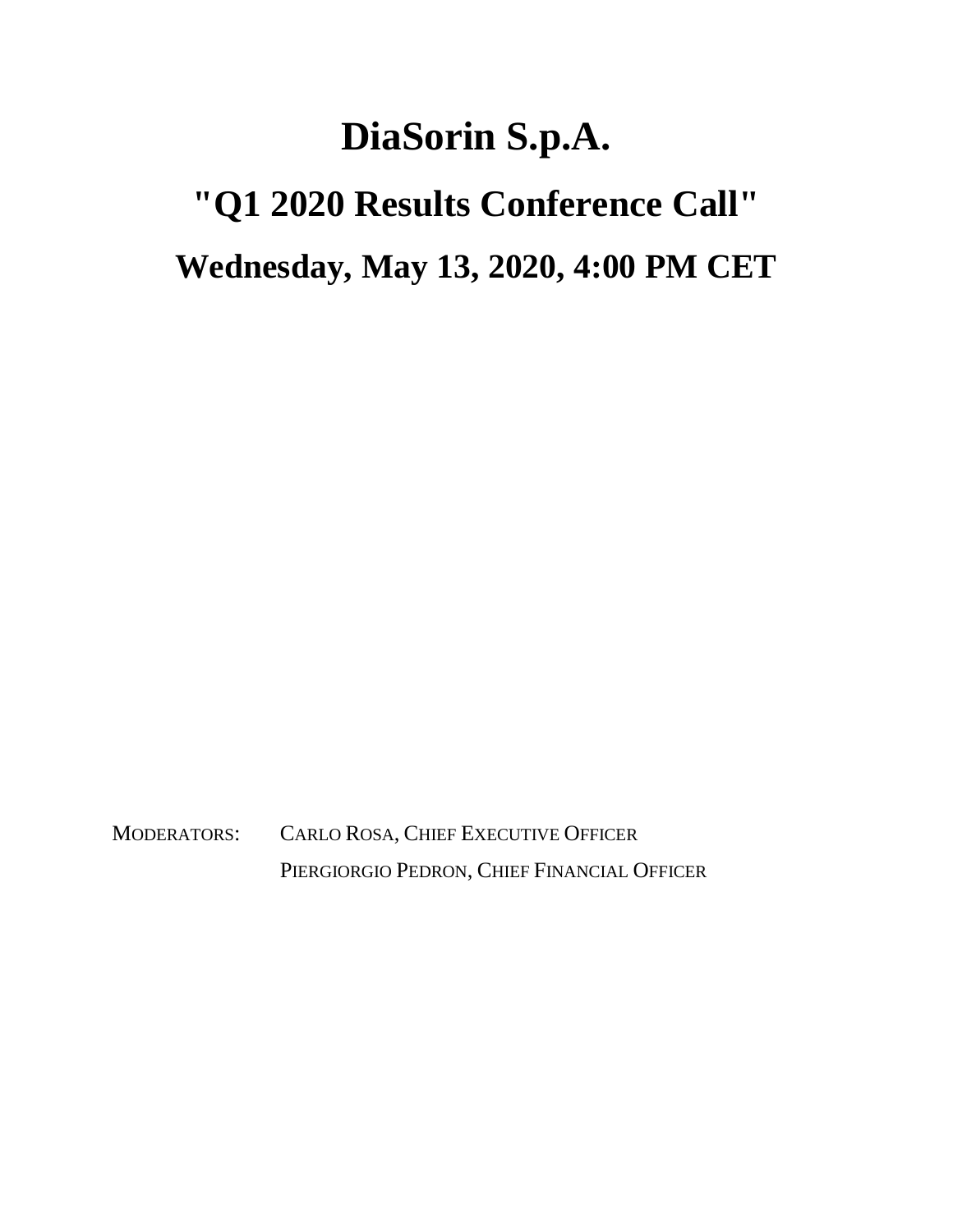# DiaSorin S.p.A.

## "Q1 2020 Results Conference Call"

## Wednesday, May 13, 2020, 4:00 PM CET

MODERATORS: CARLO ROSA, CHIEF EXECUTIVE OFFICER

PIERGIORGIO PEDRON, CHIEF FINANCIAL OFFICER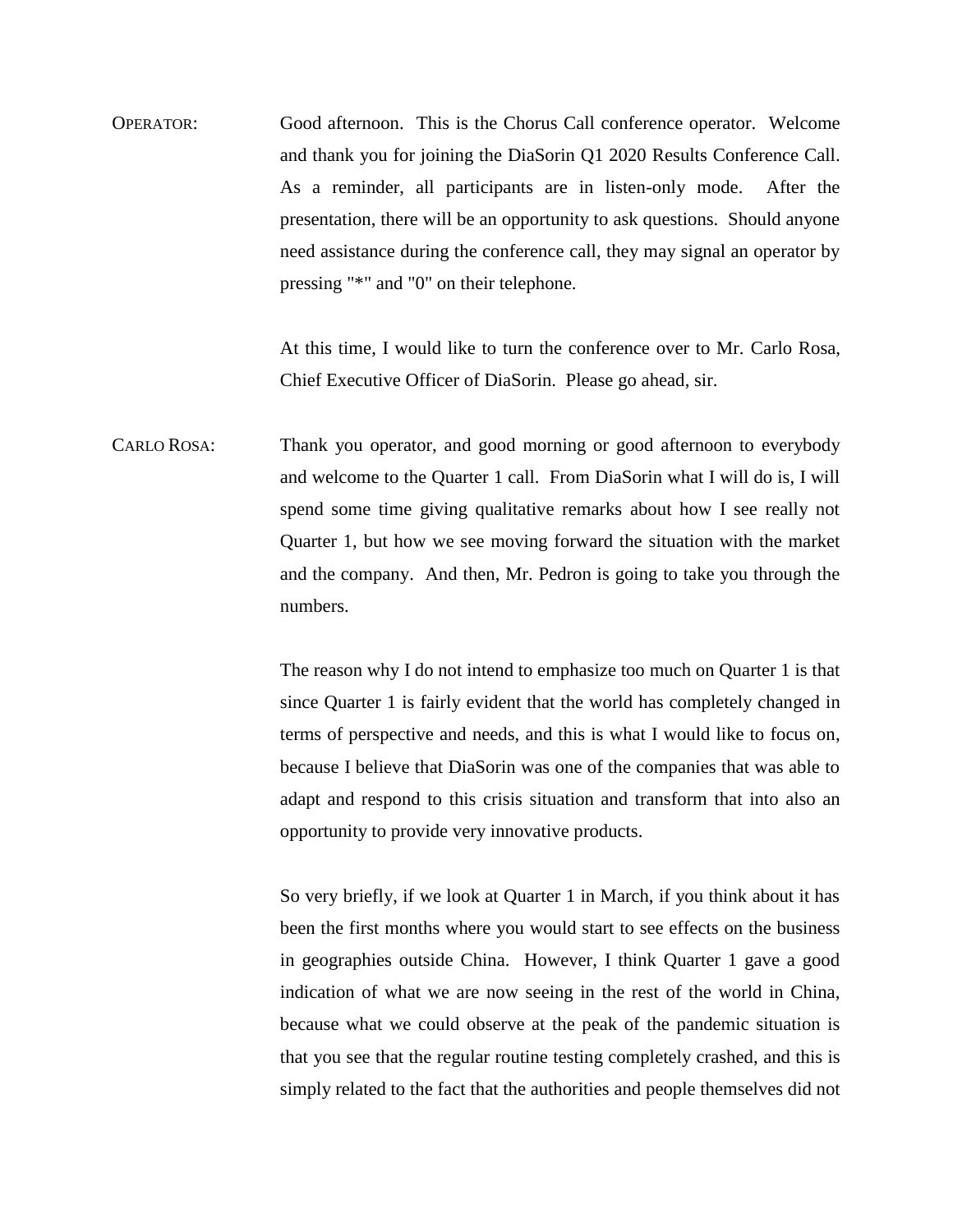OPERATOR: Good afternoon. This is the Chorus Call conference operator. Welcome and thank you for joining the DiaSorin Q1 2020 Results Conference Call. As a reminder, all participants are in listen-only mode. After the presentation, there will be an opportunity to ask questions. Should anyone need assistance during the conference call, they may signal an operator by pressing "*" and "0" on their telephone.

At this time, I would like to turn the conference over to Mr. Carlo Rosa, Chief Executive Officer of DiaSorin. Please go ahead, sir.

CARLO ROSA: Thank you operator, and good morning or good afternoon to everybody and welcome to the Quarter 1 call. From DiaSorin what I will do is, I will spend some time giving qualitative remarks about how I see really not Quarter 1, but how we see moving forward the situation with the market and the company. And then, Mr. Pedron is going to take you through the numbers.

The reason why I do not intend to emphasize too much on Quarter 1 is that since Quarter 1 is fairly evident that the world has completely changed in terms of perspective and needs, and this is what I would like to focus on, because I believe that DiaSorin was one of the companies that was able to adapt and respond to this crisis situation and transform that into also an opportunity to provide very innovative products.

So very briefly, if we look at Quarter 1 in March, if you think about it has been the first months where you would start to see effects on the business in geographies outside China. However, I think Quarter 1 gave a good indication of what we are now seeing in the rest of the world in China, because what we could observe at the peak of the pandemic situation is that you see that the regular routine testing completely crashed, and this is simply related to the fact that the authorities and people themselves did not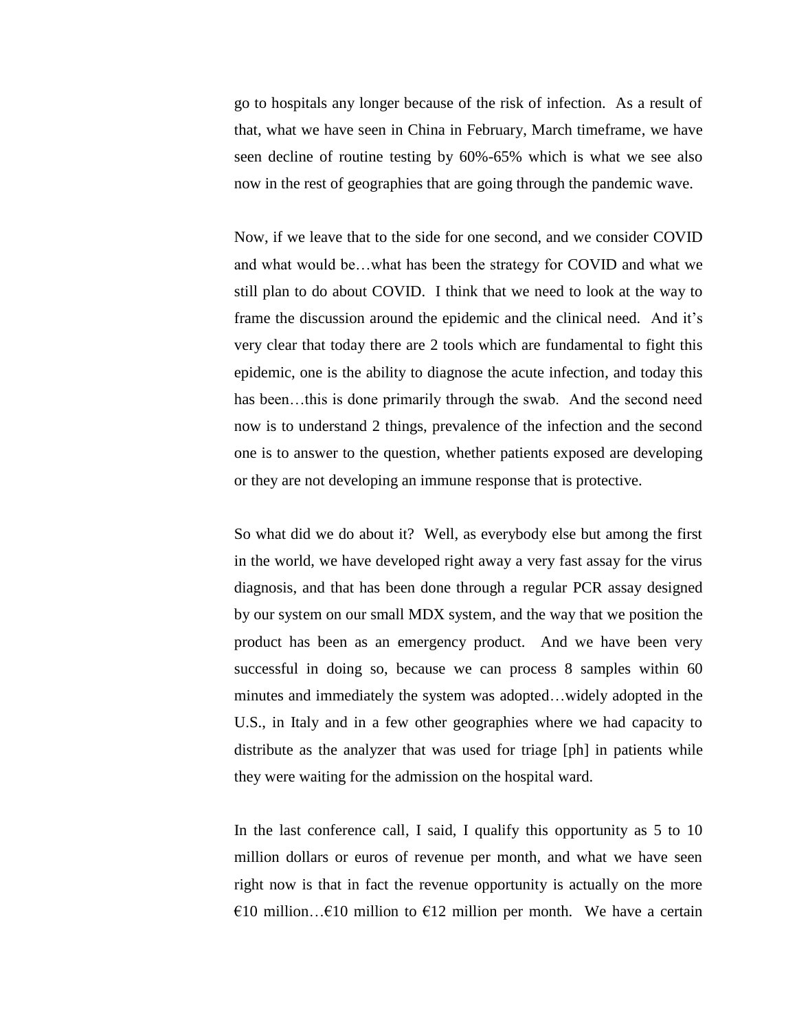go to hospitals any longer because of the risk of infection. As a result of that, what we have seen in China in February, March timeframe, we have seen decline of routine testing by 60%-65% which is what we see also now in the rest of geographies that are going through the pandemic wave.

Now, if we leave that to the side for one second, and we consider COVID and what would be…what has been the strategy for COVID and what we still plan to do about COVID. I think that we need to look at the way to frame the discussion around the epidemic and the clinical need. And it's very clear that today there are 2 tools which are fundamental to fight this epidemic, one is the ability to diagnose the acute infection, and today this has been…this is done primarily through the swab. And the second need now is to understand 2 things, prevalence of the infection and the second one is to answer to the question, whether patients exposed are developing or they are not developing an immune response that is protective.

So what did we do about it? Well, as everybody else but among the first in the world, we have developed right away a very fast assay for the virus diagnosis, and that has been done through a regular PCR assay designed by our system on our small MDX system, and the way that we position the product has been as an emergency product. And we have been very successful in doing so, because we can process 8 samples within 60 minutes and immediately the system was adopted…widely adopted in the U.S., in Italy and in a few other geographies where we had capacity to distribute as the analyzer that was used for triage [ph] in patients while they were waiting for the admission on the hospital ward.

In the last conference call, I said, I qualify this opportunity as 5 to 10 million dollars or euros of revenue per month, and what we have seen right now is that in fact the revenue opportunity is actually on the more €10 million…€10 million to €12 million per month. We have a certain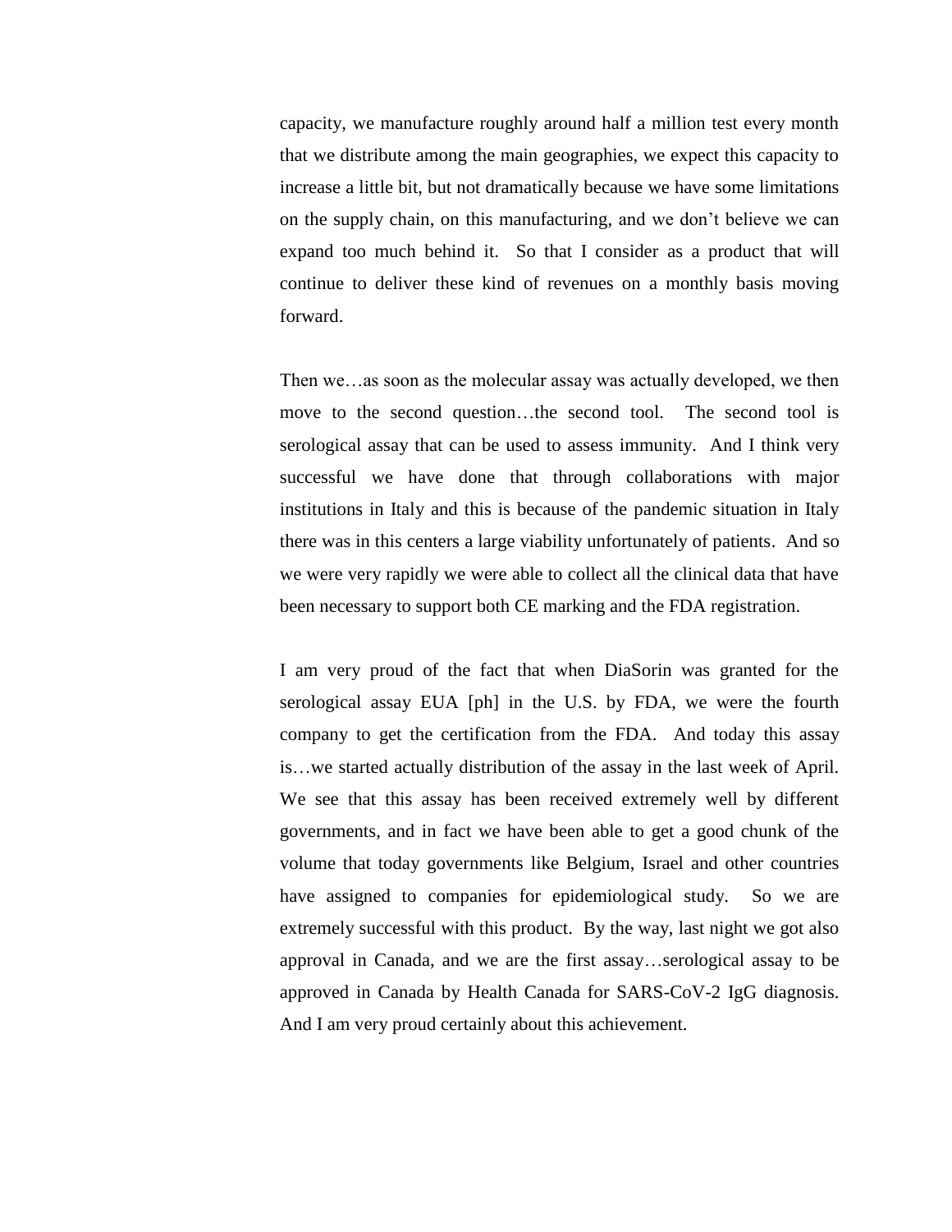capacity, we manufacture roughly around half a million test every month that we distribute among the main geographies, we expect this capacity to increase a little bit, but not dramatically because we have some limitations on the supply chain, on this manufacturing, and we don't believe we can expand too much behind it. So that I consider as a product that will continue to deliver these kind of revenues on a monthly basis moving forward.

Then we…as soon as the molecular assay was actually developed, we then move to the second question…the second tool. The second tool is serological assay that can be used to assess immunity. And I think very successful we have done that through collaborations with major institutions in Italy and this is because of the pandemic situation in Italy there was in this centers a large viability unfortunately of patients. And so we were very rapidly we were able to collect all the clinical data that have been necessary to support both CE marking and the FDA registration.

I am very proud of the fact that when DiaSorin was granted for the serological assay EUA [ph] in the U.S. by FDA, we were the fourth company to get the certification from the FDA. And today this assay is…we started actually distribution of the assay in the last week of April. We see that this assay has been received extremely well by different governments, and in fact we have been able to get a good chunk of the volume that today governments like Belgium, Israel and other countries have assigned to companies for epidemiological study. So we are extremely successful with this product. By the way, last night we got also approval in Canada, and we are the first assay…serological assay to be approved in Canada by Health Canada for SARS-CoV-2 IgG diagnosis. And I am very proud certainly about this achievement.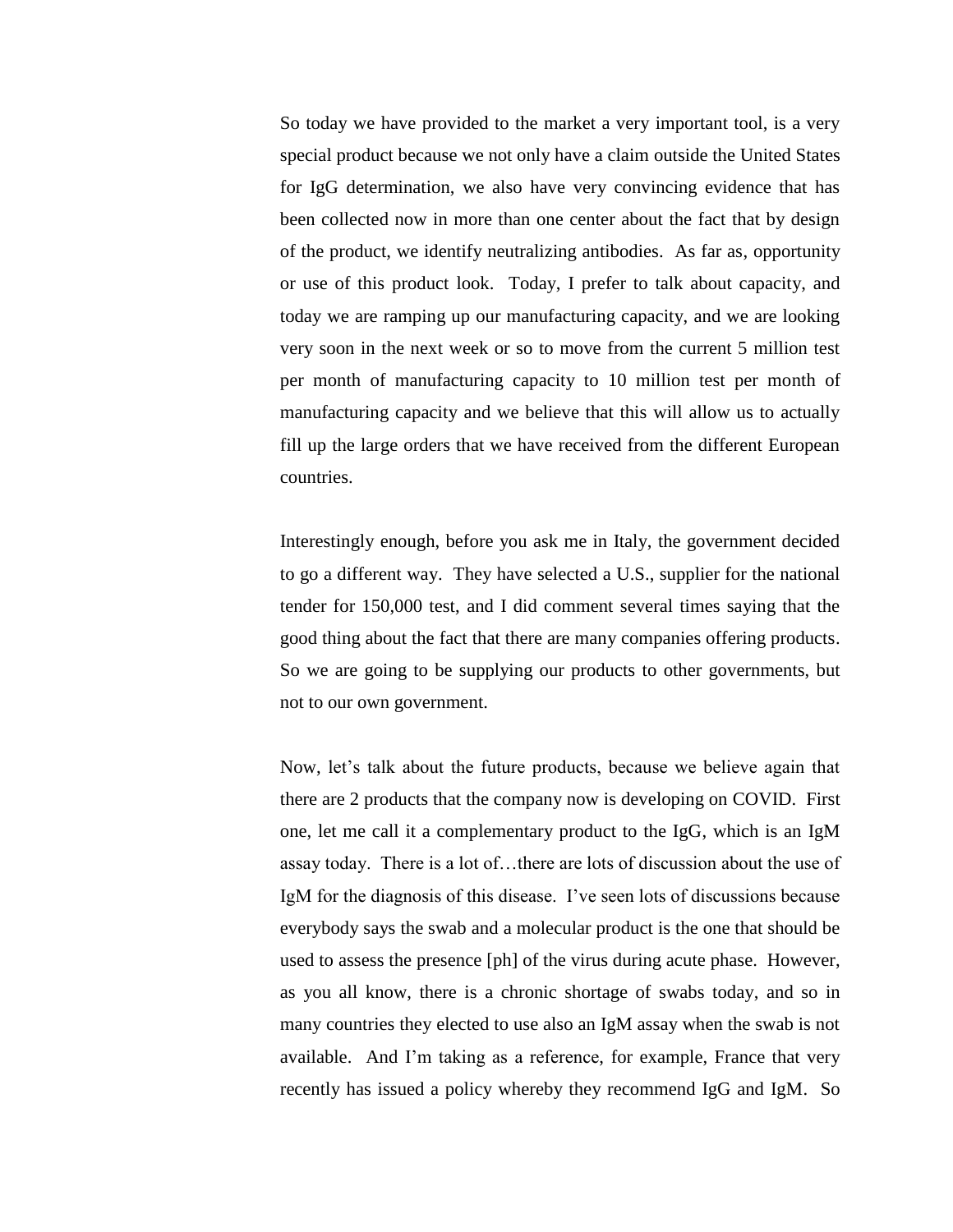So today we have provided to the market a very important tool, is a very special product because we not only have a claim outside the United States for IgG determination, we also have very convincing evidence that has been collected now in more than one center about the fact that by design of the product, we identify neutralizing antibodies. As far as, opportunity or use of this product look. Today, I prefer to talk about capacity, and today we are ramping up our manufacturing capacity, and we are looking very soon in the next week or so to move from the current 5 million test per month of manufacturing capacity to 10 million test per month of manufacturing capacity and we believe that this will allow us to actually fill up the large orders that we have received from the different European countries.

Interestingly enough, before you ask me in Italy, the government decided to go a different way. They have selected a U.S., supplier for the national tender for 150,000 test, and I did comment several times saying that the good thing about the fact that there are many companies offering products. So we are going to be supplying our products to other governments, but not to our own government.

Now, let's talk about the future products, because we believe again that there are 2 products that the company now is developing on COVID. First one, let me call it a complementary product to the IgG, which is an IgM assay today. There is a lot of…there are lots of discussion about the use of IgM for the diagnosis of this disease. I've seen lots of discussions because everybody says the swab and a molecular product is the one that should be used to assess the presence [ph] of the virus during acute phase. However, as you all know, there is a chronic shortage of swabs today, and so in many countries they elected to use also an IgM assay when the swab is not available. And I'm taking as a reference, for example, France that very recently has issued a policy whereby they recommend IgG and IgM. So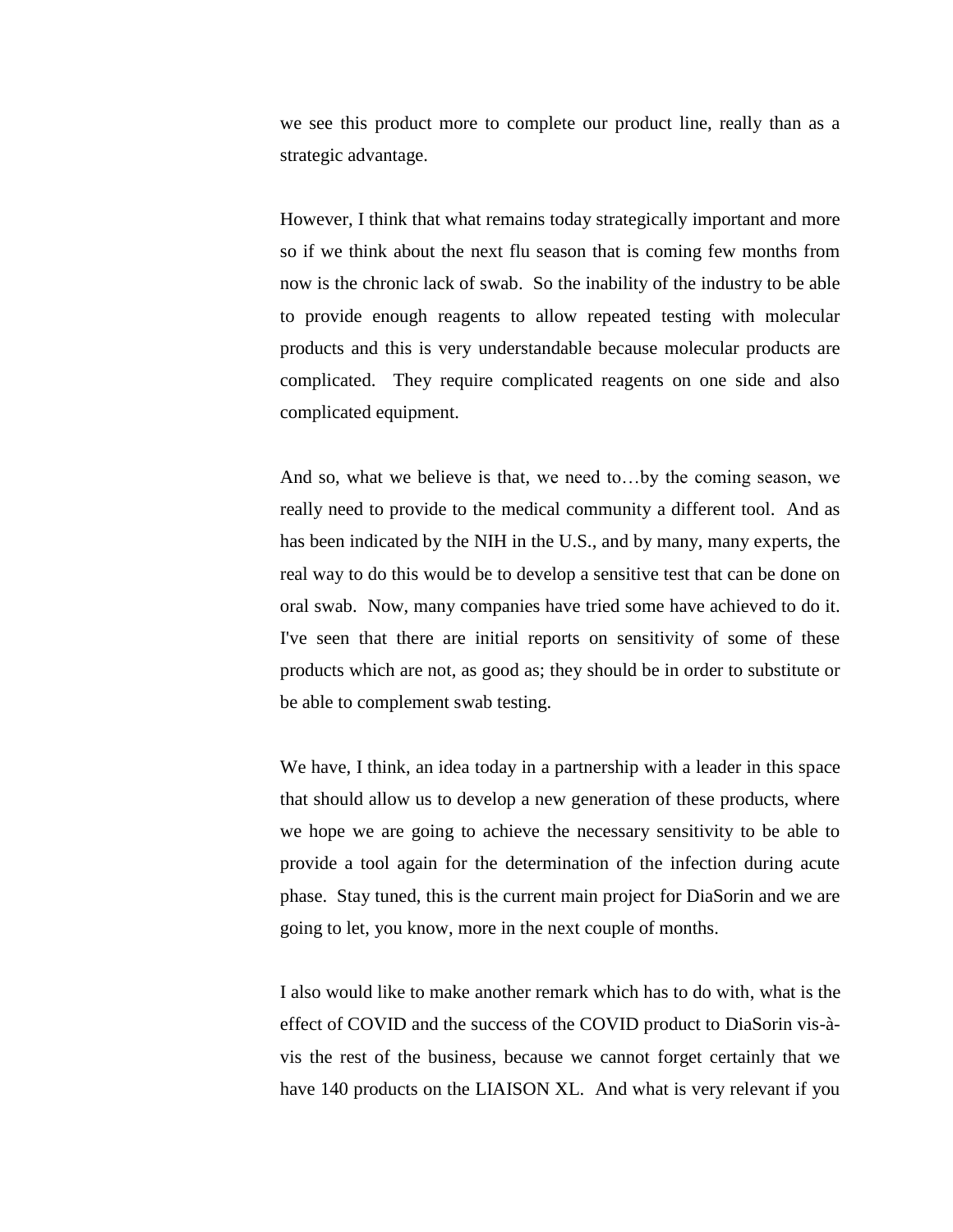we see this product more to complete our product line, really than as a strategic advantage.

However, I think that what remains today strategically important and more so if we think about the next flu season that is coming few months from now is the chronic lack of swab. So the inability of the industry to be able to provide enough reagents to allow repeated testing with molecular products and this is very understandable because molecular products are complicated. They require complicated reagents on one side and also complicated equipment.

And so, what we believe is that, we need to…by the coming season, we really need to provide to the medical community a different tool. And as has been indicated by the NIH in the U.S., and by many, many experts, the real way to do this would be to develop a sensitive test that can be done on oral swab. Now, many companies have tried some have achieved to do it. I've seen that there are initial reports on sensitivity of some of these products which are not, as good as; they should be in order to substitute or be able to complement swab testing.

We have, I think, an idea today in a partnership with a leader in this space that should allow us to develop a new generation of these products, where we hope we are going to achieve the necessary sensitivity to be able to provide a tool again for the determination of the infection during acute phase. Stay tuned, this is the current main project for DiaSorin and we are going to let, you know, more in the next couple of months.

I also would like to make another remark which has to do with, what is the effect of COVID and the success of the COVID product to DiaSorin vis-à-vis the rest of the business, because we cannot forget certainly that we have 140 products on the LIAISON XL. And what is very relevant if you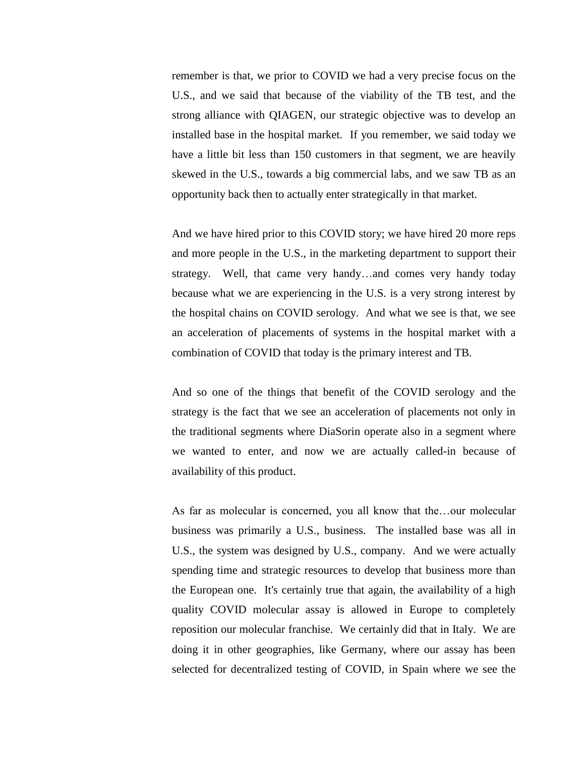remember is that, we prior to COVID we had a very precise focus on the U.S., and we said that because of the viability of the TB test, and the strong alliance with QIAGEN, our strategic objective was to develop an installed base in the hospital market. If you remember, we said today we have a little bit less than 150 customers in that segment, we are heavily skewed in the U.S., towards a big commercial labs, and we saw TB as an opportunity back then to actually enter strategically in that market.

And we have hired prior to this COVID story; we have hired 20 more reps and more people in the U.S., in the marketing department to support their strategy. Well, that came very handy…and comes very handy today because what we are experiencing in the U.S. is a very strong interest by the hospital chains on COVID serology. And what we see is that, we see an acceleration of placements of systems in the hospital market with a combination of COVID that today is the primary interest and TB.

And so one of the things that benefit of the COVID serology and the strategy is the fact that we see an acceleration of placements not only in the traditional segments where DiaSorin operate also in a segment where we wanted to enter, and now we are actually called-in because of availability of this product.

As far as molecular is concerned, you all know that the…our molecular business was primarily a U.S., business. The installed base was all in U.S., the system was designed by U.S., company. And we were actually spending time and strategic resources to develop that business more than the European one. It's certainly true that again, the availability of a high quality COVID molecular assay is allowed in Europe to completely reposition our molecular franchise. We certainly did that in Italy. We are doing it in other geographies, like Germany, where our assay has been selected for decentralized testing of COVID, in Spain where we see the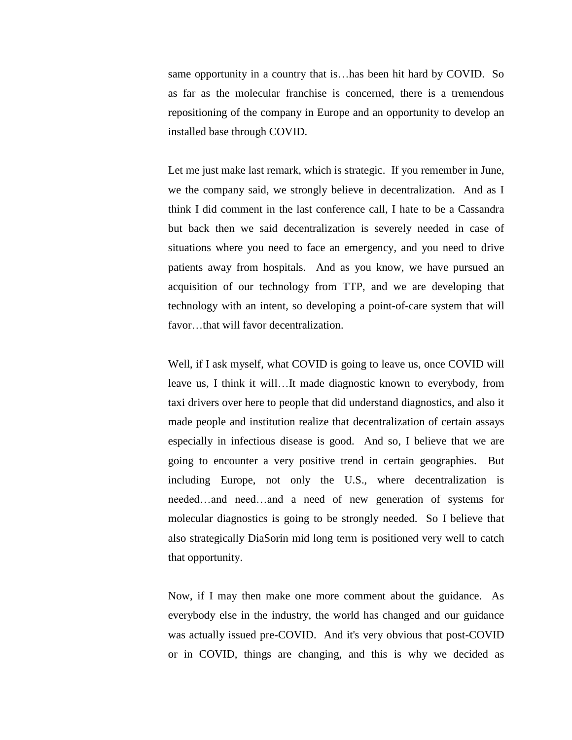same opportunity in a country that is…has been hit hard by COVID. So as far as the molecular franchise is concerned, there is a tremendous repositioning of the company in Europe and an opportunity to develop an installed base through COVID.

Let me just make last remark, which is strategic. If you remember in June, we the company said, we strongly believe in decentralization. And as I think I did comment in the last conference call, I hate to be a Cassandra but back then we said decentralization is severely needed in case of situations where you need to face an emergency, and you need to drive patients away from hospitals. And as you know, we have pursued an acquisition of our technology from TTP, and we are developing that technology with an intent, so developing a point-of-care system that will favor…that will favor decentralization.

Well, if I ask myself, what COVID is going to leave us, once COVID will leave us, I think it will…It made diagnostic known to everybody, from taxi drivers over here to people that did understand diagnostics, and also it made people and institution realize that decentralization of certain assays especially in infectious disease is good. And so, I believe that we are going to encounter a very positive trend in certain geographies. But including Europe, not only the U.S., where decentralization is needed…and need…and a need of new generation of systems for molecular diagnostics is going to be strongly needed. So I believe that also strategically DiaSorin mid long term is positioned very well to catch that opportunity.

Now, if I may then make one more comment about the guidance. As everybody else in the industry, the world has changed and our guidance was actually issued pre-COVID. And it's very obvious that post-COVID or in COVID, things are changing, and this is why we decided as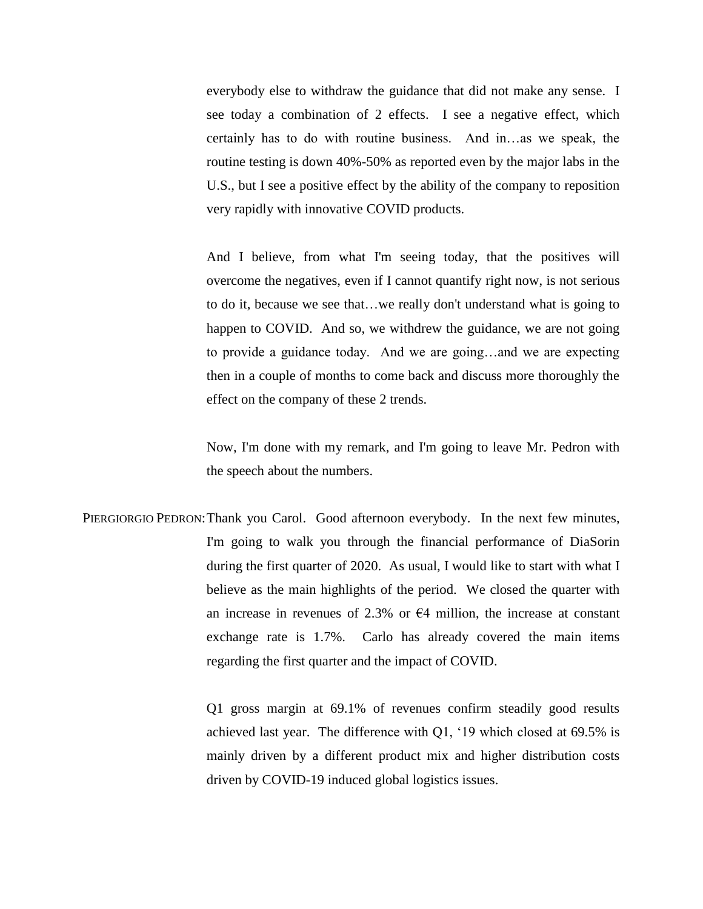everybody else to withdraw the guidance that did not make any sense. I see today a combination of 2 effects. I see a negative effect, which certainly has to do with routine business. And in…as we speak, the routine testing is down 40%-50% as reported even by the major labs in the U.S., but I see a positive effect by the ability of the company to reposition very rapidly with innovative COVID products.

And I believe, from what I'm seeing today, that the positives will overcome the negatives, even if I cannot quantify right now, is not serious to do it, because we see that…we really don't understand what is going to happen to COVID. And so, we withdrew the guidance, we are not going to provide a guidance today. And we are going…and we are expecting then in a couple of months to come back and discuss more thoroughly the effect on the company of these 2 trends.

Now, I'm done with my remark, and I'm going to leave Mr. Pedron with the speech about the numbers.

PIERGIORGIO PEDRON: Thank you Carol. Good afternoon everybody. In the next few minutes, I'm going to walk you through the financial performance of DiaSorin during the first quarter of 2020. As usual, I would like to start with what I believe as the main highlights of the period. We closed the quarter with an increase in revenues of 2.3% or €4 million, the increase at constant exchange rate is 1.7%. Carlo has already covered the main items regarding the first quarter and the impact of COVID.

Q1 gross margin at 69.1% of revenues confirm steadily good results achieved last year. The difference with Q1, '19 which closed at 69.5% is mainly driven by a different product mix and higher distribution costs driven by COVID-19 induced global logistics issues.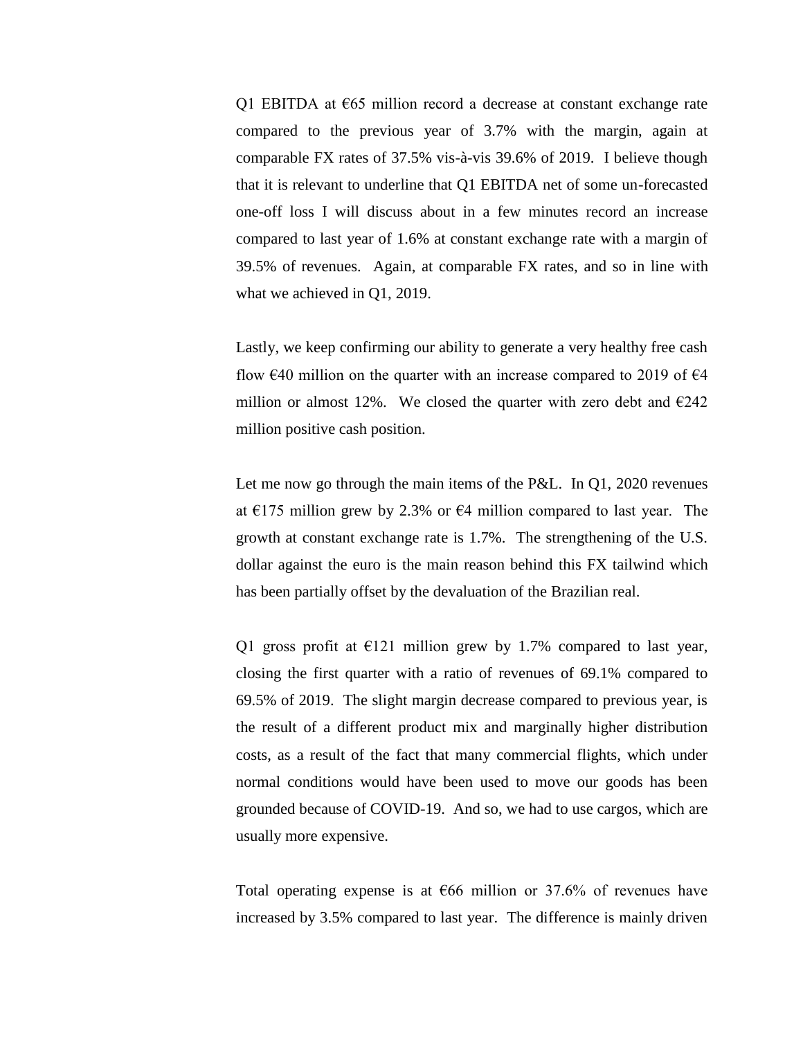Q1 EBITDA at €65 million record a decrease at constant exchange rate compared to the previous year of 3.7% with the margin, again at comparable FX rates of 37.5% vis-à-vis 39.6% of 2019. I believe though that it is relevant to underline that Q1 EBITDA net of some un-forecasted one-off loss I will discuss about in a few minutes record an increase compared to last year of 1.6% at constant exchange rate with a margin of 39.5% of revenues. Again, at comparable FX rates, and so in line with what we achieved in Q1, 2019.

Lastly, we keep confirming our ability to generate a very healthy free cash flow €40 million on the quarter with an increase compared to 2019 of €4 million or almost 12%. We closed the quarter with zero debt and €242 million positive cash position.

Let me now go through the main items of the P&L. In Q1, 2020 revenues at €175 million grew by 2.3% or €4 million compared to last year. The growth at constant exchange rate is 1.7%. The strengthening of the U.S. dollar against the euro is the main reason behind this FX tailwind which has been partially offset by the devaluation of the Brazilian real.

Q1 gross profit at €121 million grew by 1.7% compared to last year, closing the first quarter with a ratio of revenues of 69.1% compared to 69.5% of 2019. The slight margin decrease compared to previous year, is the result of a different product mix and marginally higher distribution costs, as a result of the fact that many commercial flights, which under normal conditions would have been used to move our goods has been grounded because of COVID-19. And so, we had to use cargos, which are usually more expensive.

Total operating expense is at €66 million or 37.6% of revenues have increased by 3.5% compared to last year. The difference is mainly driven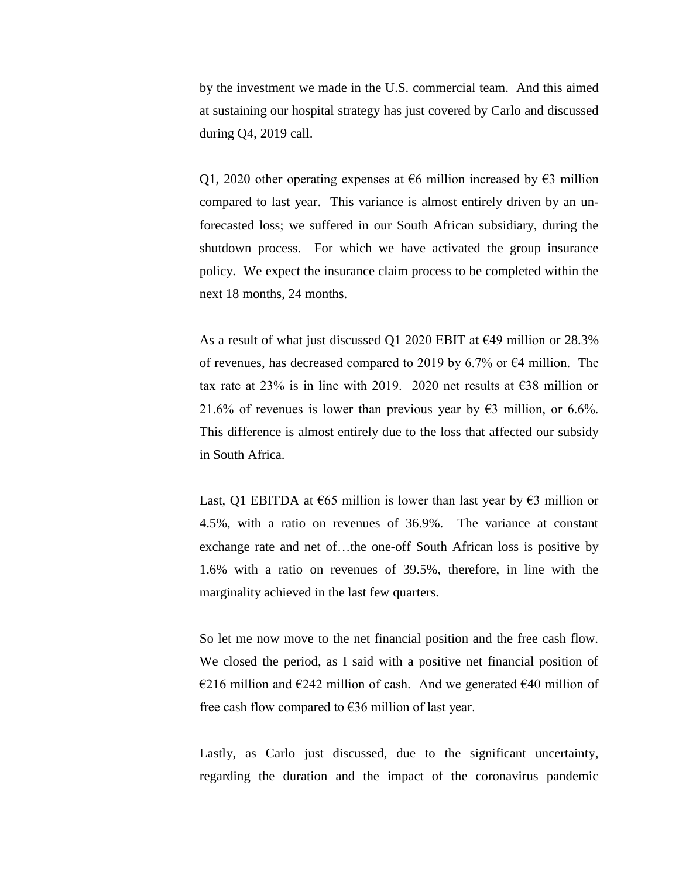by the investment we made in the U.S. commercial team. And this aimed at sustaining our hospital strategy has just covered by Carlo and discussed during Q4, 2019 call.

Q1, 2020 other operating expenses at €6 million increased by €3 million compared to last year. This variance is almost entirely driven by an un-forecasted loss; we suffered in our South African subsidiary, during the shutdown process. For which we have activated the group insurance policy. We expect the insurance claim process to be completed within the next 18 months, 24 months.

As a result of what just discussed Q1 2020 EBIT at €49 million or 28.3% of revenues, has decreased compared to 2019 by 6.7% or €4 million. The tax rate at 23% is in line with 2019. 2020 net results at €38 million or 21.6% of revenues is lower than previous year by €3 million, or 6.6%. This difference is almost entirely due to the loss that affected our subsidy in South Africa.

Last, Q1 EBITDA at €65 million is lower than last year by €3 million or 4.5%, with a ratio on revenues of 36.9%. The variance at constant exchange rate and net of…the one-off South African loss is positive by 1.6% with a ratio on revenues of 39.5%, therefore, in line with the marginality achieved in the last few quarters.

So let me now move to the net financial position and the free cash flow. We closed the period, as I said with a positive net financial position of €216 million and €242 million of cash. And we generated €40 million of free cash flow compared to €36 million of last year.

Lastly, as Carlo just discussed, due to the significant uncertainty, regarding the duration and the impact of the coronavirus pandemic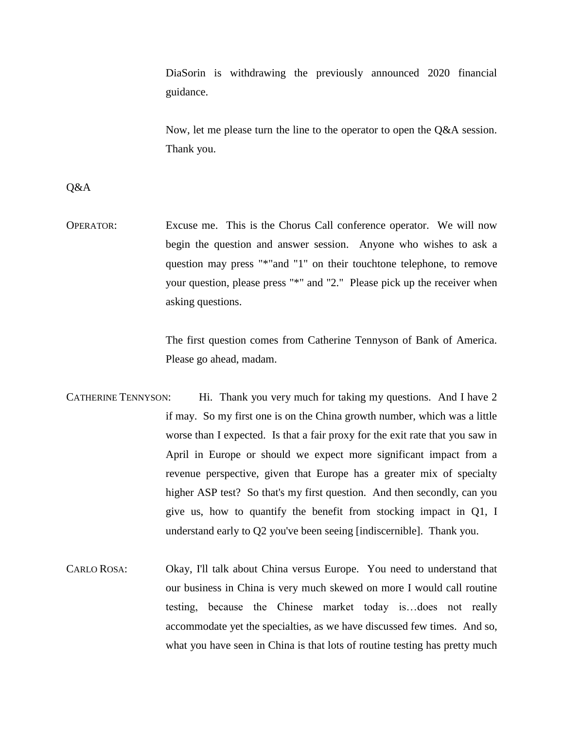DiaSorin is withdrawing the previously announced 2020 financial guidance.

Now, let me please turn the line to the operator to open the Q&A session. Thank you.

Q&A

OPERATOR: Excuse me. This is the Chorus Call conference operator. We will now begin the question and answer session. Anyone who wishes to ask a question may press "*"and "1" on their touchtone telephone, to remove your question, please press "*" and "2." Please pick up the receiver when asking questions.

The first question comes from Catherine Tennyson of Bank of America. Please go ahead, madam.

CATHERINE TENNYSON: Hi. Thank you very much for taking my questions. And I have 2 if may. So my first one is on the China growth number, which was a little worse than I expected. Is that a fair proxy for the exit rate that you saw in April in Europe or should we expect more significant impact from a revenue perspective, given that Europe has a greater mix of specialty higher ASP test? So that's my first question. And then secondly, can you give us, how to quantify the benefit from stocking impact in Q1, I understand early to Q2 you've been seeing [indiscernible]. Thank you.

CARLO ROSA: Okay, I'll talk about China versus Europe. You need to understand that our business in China is very much skewed on more I would call routine testing, because the Chinese market today is…does not really accommodate yet the specialties, as we have discussed few times. And so, what you have seen in China is that lots of routine testing has pretty much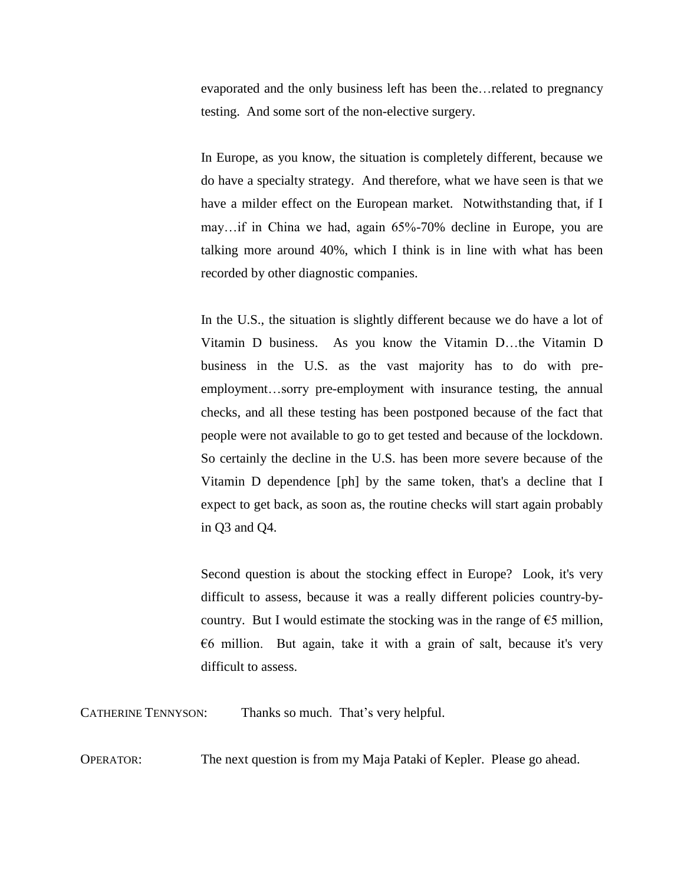evaporated and the only business left has been the…related to pregnancy testing. And some sort of the non-elective surgery.

In Europe, as you know, the situation is completely different, because we do have a specialty strategy. And therefore, what we have seen is that we have a milder effect on the European market. Notwithstanding that, if I may…if in China we had, again 65%-70% decline in Europe, you are talking more around 40%, which I think is in line with what has been recorded by other diagnostic companies.

In the U.S., the situation is slightly different because we do have a lot of Vitamin D business. As you know the Vitamin D…the Vitamin D business in the U.S. as the vast majority has to do with pre-employment…sorry pre-employment with insurance testing, the annual checks, and all these testing has been postponed because of the fact that people were not available to go to get tested and because of the lockdown. So certainly the decline in the U.S. has been more severe because of the Vitamin D dependence [ph] by the same token, that's a decline that I expect to get back, as soon as, the routine checks will start again probably in Q3 and Q4.

Second question is about the stocking effect in Europe? Look, it's very difficult to assess, because it was a really different policies country-by-country. But I would estimate the stocking was in the range of €5 million, €6 million. But again, take it with a grain of salt, because it's very difficult to assess.

CATHERINE TENNYSON: Thanks so much. That’s very helpful.

OPERATOR: The next question is from my Maja Pataki of Kepler. Please go ahead.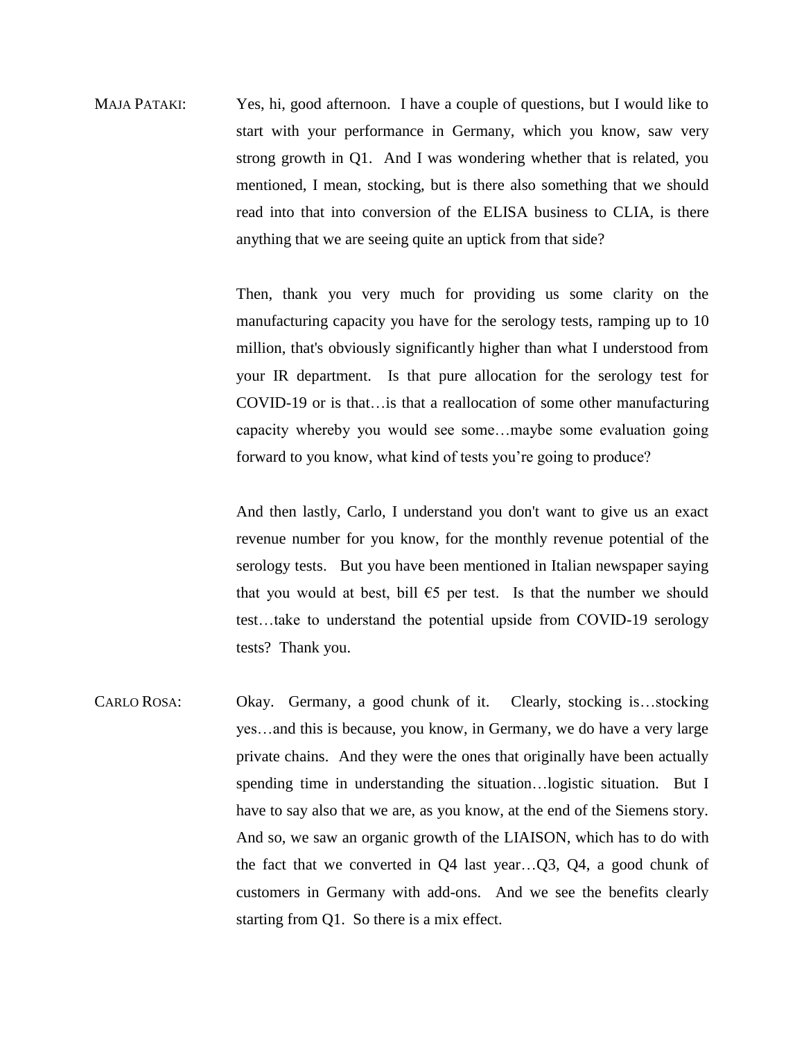MAJA PATAKI: Yes, hi, good afternoon. I have a couple of questions, but I would like to start with your performance in Germany, which you know, saw very strong growth in Q1. And I was wondering whether that is related, you mentioned, I mean, stocking, but is there also something that we should read into that into conversion of the ELISA business to CLIA, is there anything that we are seeing quite an uptick from that side?

Then, thank you very much for providing us some clarity on the manufacturing capacity you have for the serology tests, ramping up to 10 million, that's obviously significantly higher than what I understood from your IR department. Is that pure allocation for the serology test for COVID-19 or is that…is that a reallocation of some other manufacturing capacity whereby you would see some…maybe some evaluation going forward to you know, what kind of tests you're going to produce?

And then lastly, Carlo, I understand you don't want to give us an exact revenue number for you know, for the monthly revenue potential of the serology tests. But you have been mentioned in Italian newspaper saying that you would at best, bill €5 per test. Is that the number we should test…take to understand the potential upside from COVID-19 serology tests? Thank you.

CARLO ROSA: Okay. Germany, a good chunk of it. Clearly, stocking is…stocking yes…and this is because, you know, in Germany, we do have a very large private chains. And they were the ones that originally have been actually spending time in understanding the situation…logistic situation. But I have to say also that we are, as you know, at the end of the Siemens story. And so, we saw an organic growth of the LIAISON, which has to do with the fact that we converted in Q4 last year…Q3, Q4, a good chunk of customers in Germany with add-ons. And we see the benefits clearly starting from Q1. So there is a mix effect.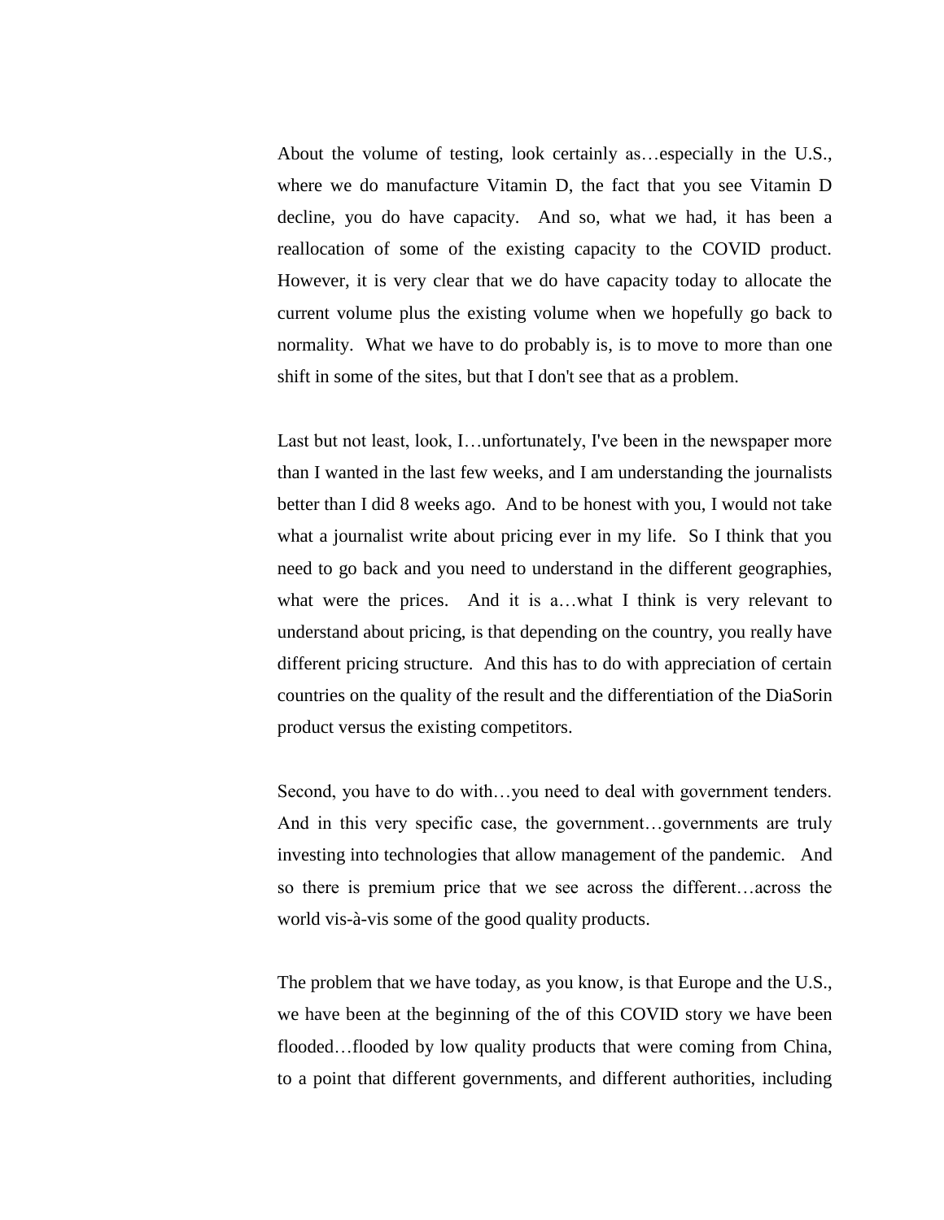About the volume of testing, look certainly as…especially in the U.S., where we do manufacture Vitamin D, the fact that you see Vitamin D decline, you do have capacity. And so, what we had, it has been a reallocation of some of the existing capacity to the COVID product. However, it is very clear that we do have capacity today to allocate the current volume plus the existing volume when we hopefully go back to normality. What we have to do probably is, is to move to more than one shift in some of the sites, but that I don't see that as a problem.

Last but not least, look, I…unfortunately, I've been in the newspaper more than I wanted in the last few weeks, and I am understanding the journalists better than I did 8 weeks ago. And to be honest with you, I would not take what a journalist write about pricing ever in my life. So I think that you need to go back and you need to understand in the different geographies, what were the prices. And it is a…what I think is very relevant to understand about pricing, is that depending on the country, you really have different pricing structure. And this has to do with appreciation of certain countries on the quality of the result and the differentiation of the DiaSorin product versus the existing competitors.

Second, you have to do with…you need to deal with government tenders. And in this very specific case, the government…governments are truly investing into technologies that allow management of the pandemic. And so there is premium price that we see across the different…across the world vis-à-vis some of the good quality products.

The problem that we have today, as you know, is that Europe and the U.S., we have been at the beginning of the of this COVID story we have been flooded…flooded by low quality products that were coming from China, to a point that different governments, and different authorities, including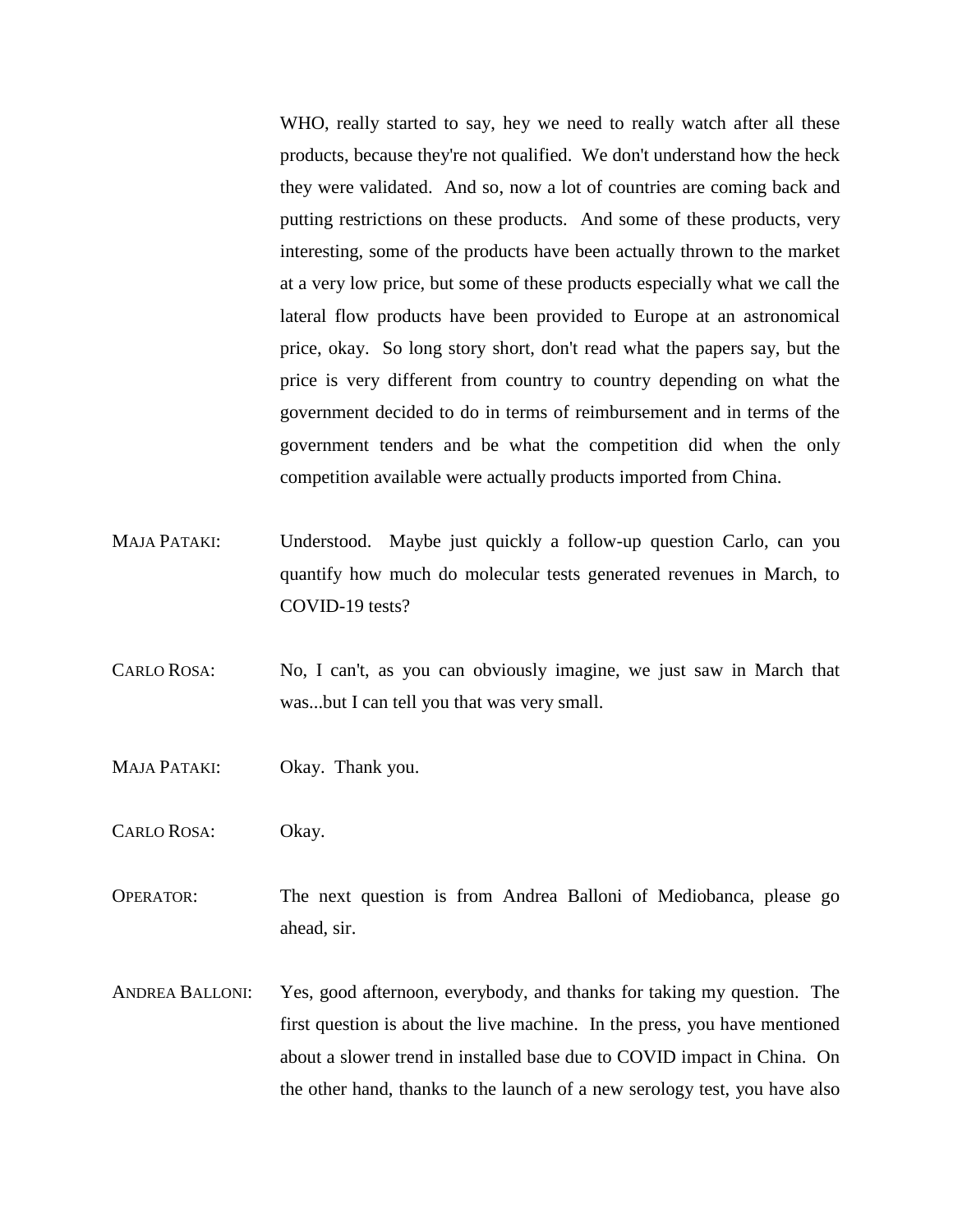WHO, really started to say, hey we need to really watch after all these products, because they're not qualified. We don't understand how the heck they were validated. And so, now a lot of countries are coming back and putting restrictions on these products. And some of these products, very interesting, some of the products have been actually thrown to the market at a very low price, but some of these products especially what we call the lateral flow products have been provided to Europe at an astronomical price, okay. So long story short, don't read what the papers say, but the price is very different from country to country depending on what the government decided to do in terms of reimbursement and in terms of the government tenders and be what the competition did when the only competition available were actually products imported from China.

MAJA PATAKI: Understood. Maybe just quickly a follow-up question Carlo, can you quantify how much do molecular tests generated revenues in March, to COVID-19 tests?

CARLO ROSA: No, I can't, as you can obviously imagine, we just saw in March that was...but I can tell you that was very small.

MAJA PATAKI: Okay. Thank you.

CARLO ROSA: Okay.

OPERATOR: The next question is from Andrea Balloni of Mediobanca, please go ahead, sir.

ANDREA BALLONI: Yes, good afternoon, everybody, and thanks for taking my question. The first question is about the live machine. In the press, you have mentioned about a slower trend in installed base due to COVID impact in China. On the other hand, thanks to the launch of a new serology test, you have also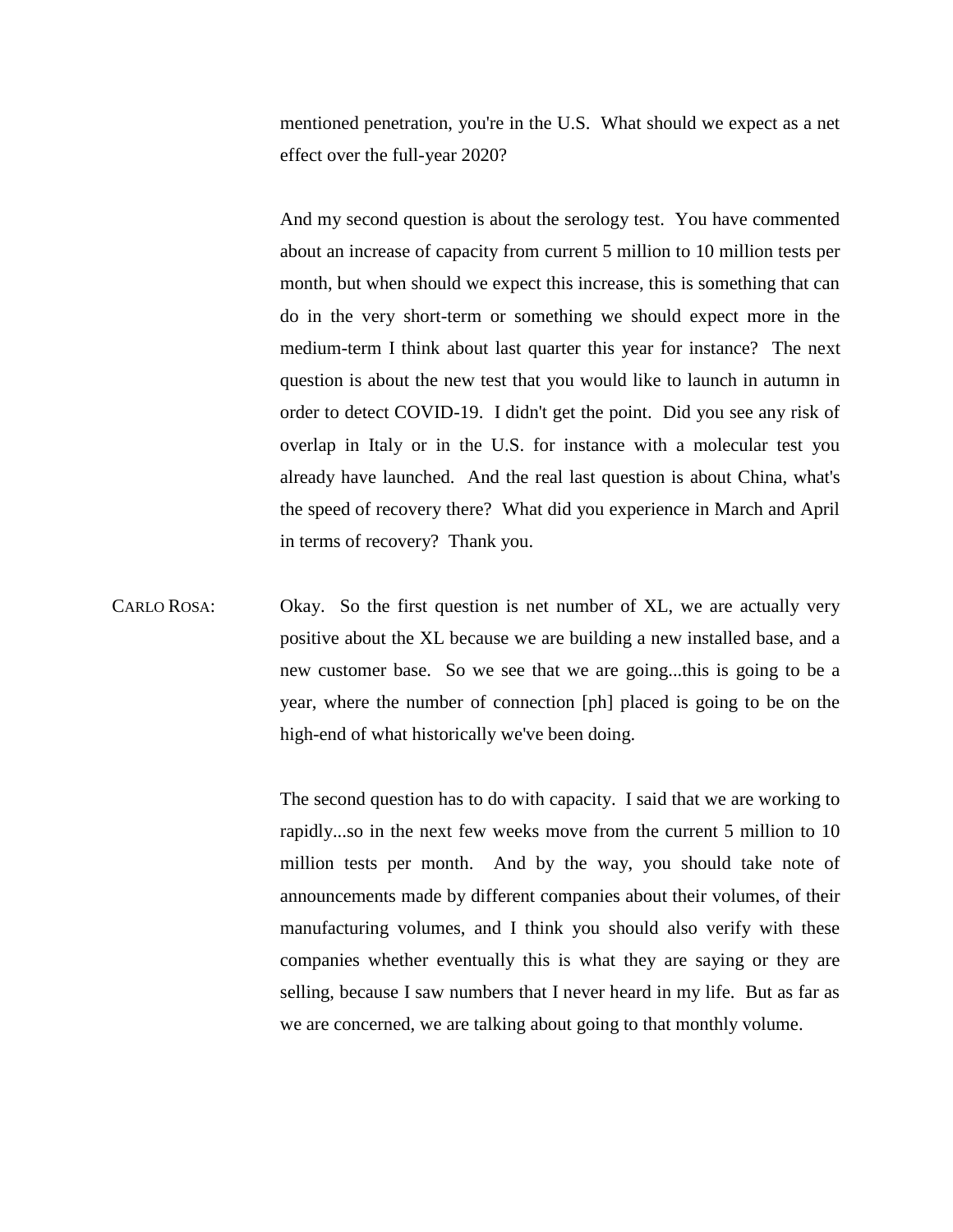mentioned penetration, you're in the U.S. What should we expect as a net effect over the full-year 2020?

And my second question is about the serology test. You have commented about an increase of capacity from current 5 million to 10 million tests per month, but when should we expect this increase, this is something that can do in the very short-term or something we should expect more in the medium-term I think about last quarter this year for instance? The next question is about the new test that you would like to launch in autumn in order to detect COVID-19. I didn't get the point. Did you see any risk of overlap in Italy or in the U.S. for instance with a molecular test you already have launched. And the real last question is about China, what's the speed of recovery there? What did you experience in March and April in terms of recovery? Thank you.

CARLO ROSA: Okay. So the first question is net number of XL, we are actually very positive about the XL because we are building a new installed base, and a new customer base. So we see that we are going...this is going to be a year, where the number of connection [ph] placed is going to be on the high-end of what historically we've been doing.

The second question has to do with capacity. I said that we are working to rapidly...so in the next few weeks move from the current 5 million to 10 million tests per month. And by the way, you should take note of announcements made by different companies about their volumes, of their manufacturing volumes, and I think you should also verify with these companies whether eventually this is what they are saying or they are selling, because I saw numbers that I never heard in my life. But as far as we are concerned, we are talking about going to that monthly volume.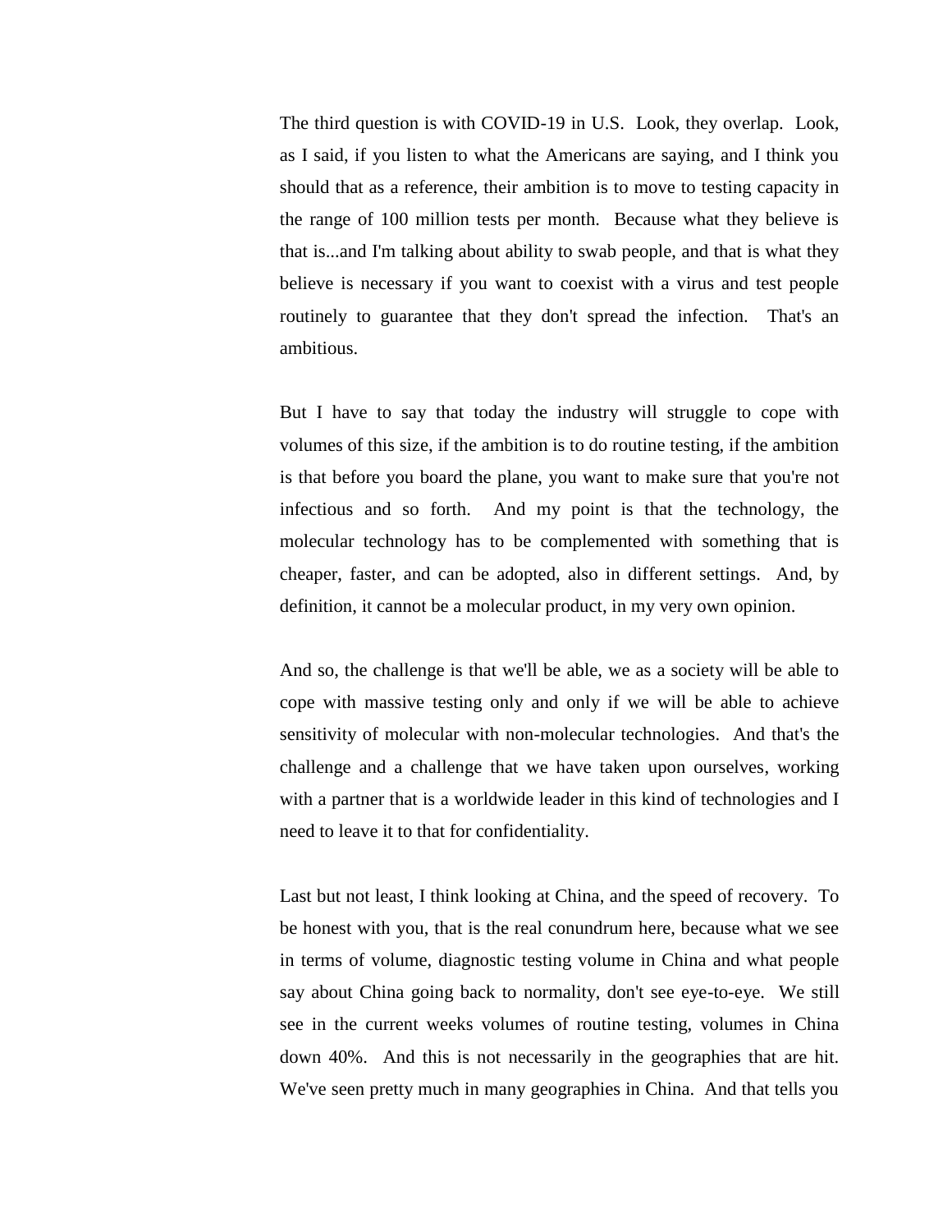The third question is with COVID-19 in U.S. Look, they overlap. Look, as I said, if you listen to what the Americans are saying, and I think you should that as a reference, their ambition is to move to testing capacity in the range of 100 million tests per month. Because what they believe is that is...and I'm talking about ability to swab people, and that is what they believe is necessary if you want to coexist with a virus and test people routinely to guarantee that they don't spread the infection. That's an ambitious.

But I have to say that today the industry will struggle to cope with volumes of this size, if the ambition is to do routine testing, if the ambition is that before you board the plane, you want to make sure that you're not infectious and so forth. And my point is that the technology, the molecular technology has to be complemented with something that is cheaper, faster, and can be adopted, also in different settings. And, by definition, it cannot be a molecular product, in my very own opinion.

And so, the challenge is that we'll be able, we as a society will be able to cope with massive testing only and only if we will be able to achieve sensitivity of molecular with non-molecular technologies. And that's the challenge and a challenge that we have taken upon ourselves, working with a partner that is a worldwide leader in this kind of technologies and I need to leave it to that for confidentiality.

Last but not least, I think looking at China, and the speed of recovery. To be honest with you, that is the real conundrum here, because what we see in terms of volume, diagnostic testing volume in China and what people say about China going back to normality, don't see eye-to-eye. We still see in the current weeks volumes of routine testing, volumes in China down 40%. And this is not necessarily in the geographies that are hit. We've seen pretty much in many geographies in China. And that tells you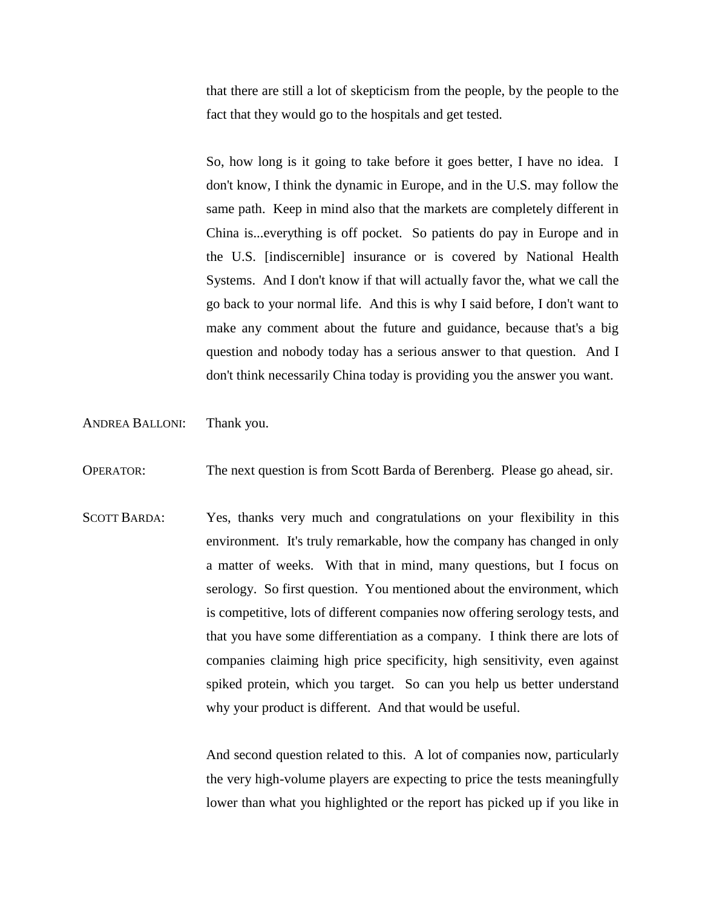that there are still a lot of skepticism from the people, by the people to the fact that they would go to the hospitals and get tested.

So, how long is it going to take before it goes better, I have no idea. I don't know, I think the dynamic in Europe, and in the U.S. may follow the same path. Keep in mind also that the markets are completely different in China is...everything is off pocket. So patients do pay in Europe and in the U.S. [indiscernible] insurance or is covered by National Health Systems. And I don't know if that will actually favor the, what we call the go back to your normal life. And this is why I said before, I don't want to make any comment about the future and guidance, because that's a big question and nobody today has a serious answer to that question. And I don't think necessarily China today is providing you the answer you want.

ANDREA BALLONI: Thank you.

OPERATOR: The next question is from Scott Barda of Berenberg. Please go ahead, sir.

SCOTT BARDA: Yes, thanks very much and congratulations on your flexibility in this environment. It's truly remarkable, how the company has changed in only a matter of weeks. With that in mind, many questions, but I focus on serology. So first question. You mentioned about the environment, which is competitive, lots of different companies now offering serology tests, and that you have some differentiation as a company. I think there are lots of companies claiming high price specificity, high sensitivity, even against spiked protein, which you target. So can you help us better understand why your product is different. And that would be useful.

And second question related to this. A lot of companies now, particularly the very high-volume players are expecting to price the tests meaningfully lower than what you highlighted or the report has picked up if you like in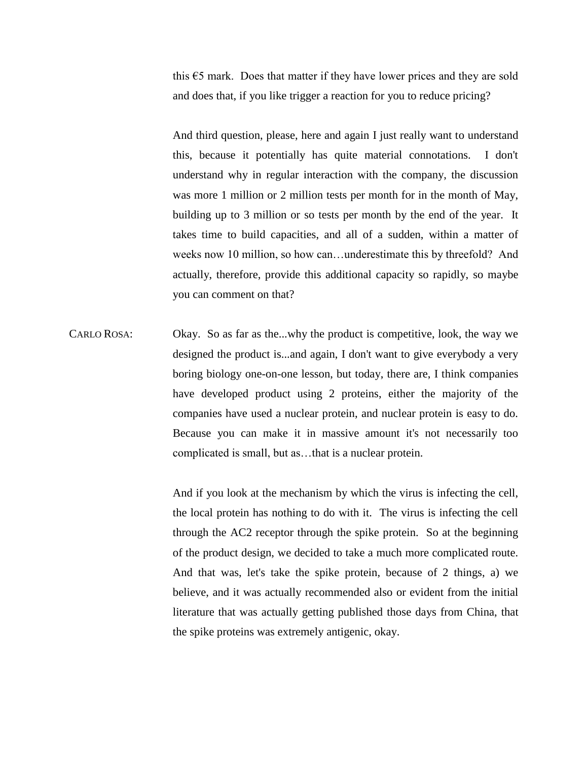this €5 mark. Does that matter if they have lower prices and they are sold and does that, if you like trigger a reaction for you to reduce pricing?

And third question, please, here and again I just really want to understand this, because it potentially has quite material connotations. I don't understand why in regular interaction with the company, the discussion was more 1 million or 2 million tests per month for in the month of May, building up to 3 million or so tests per month by the end of the year. It takes time to build capacities, and all of a sudden, within a matter of weeks now 10 million, so how can…underestimate this by threefold? And actually, therefore, provide this additional capacity so rapidly, so maybe you can comment on that?

CARLO ROSA: Okay. So as far as the...why the product is competitive, look, the way we designed the product is...and again, I don't want to give everybody a very boring biology one-on-one lesson, but today, there are, I think companies have developed product using 2 proteins, either the majority of the companies have used a nuclear protein, and nuclear protein is easy to do. Because you can make it in massive amount it's not necessarily too complicated is small, but as…that is a nuclear protein.

And if you look at the mechanism by which the virus is infecting the cell, the local protein has nothing to do with it. The virus is infecting the cell through the AC2 receptor through the spike protein. So at the beginning of the product design, we decided to take a much more complicated route. And that was, let's take the spike protein, because of 2 things, a) we believe, and it was actually recommended also or evident from the initial literature that was actually getting published those days from China, that the spike proteins was extremely antigenic, okay.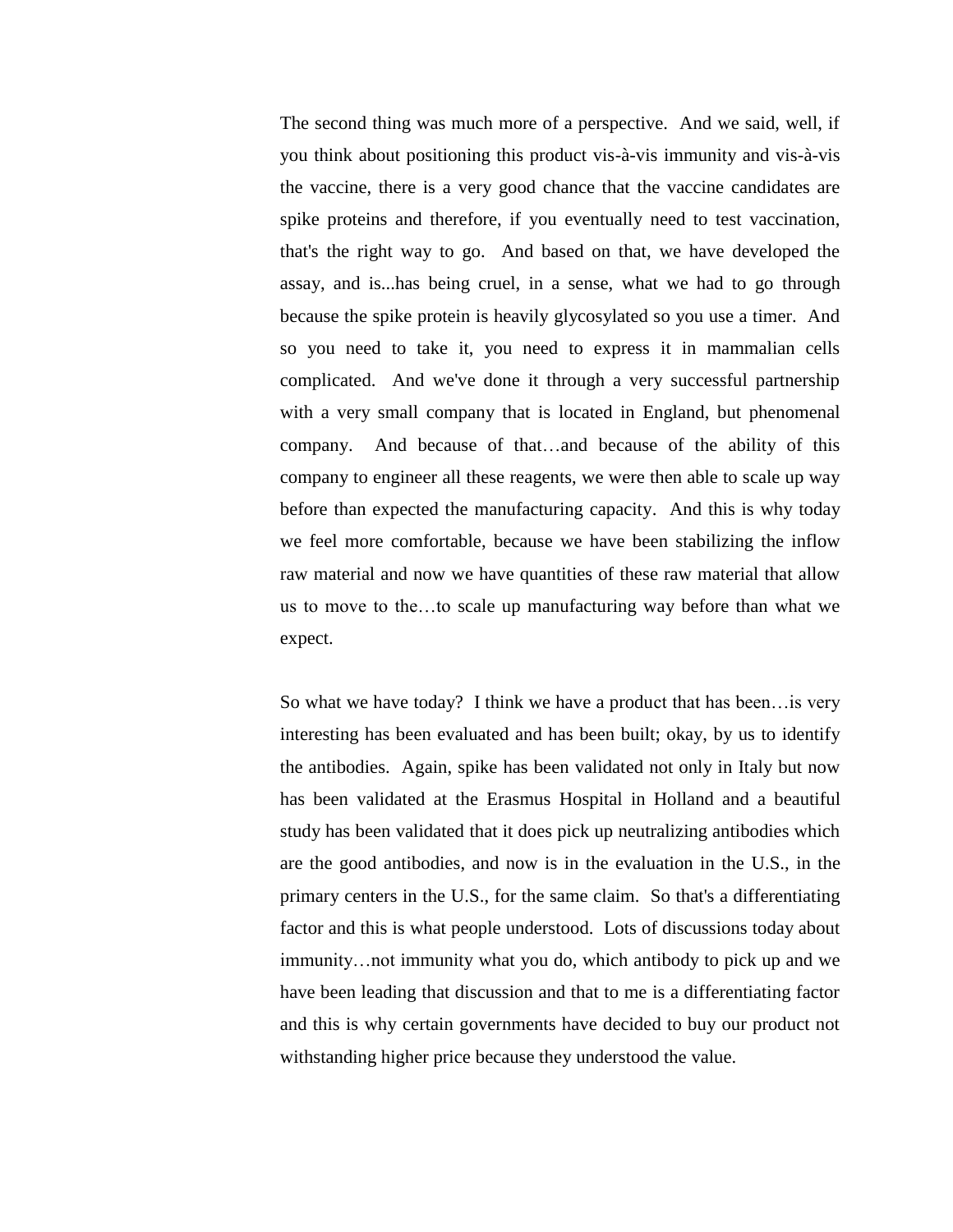The second thing was much more of a perspective. And we said, well, if you think about positioning this product vis-à-vis immunity and vis-à-vis the vaccine, there is a very good chance that the vaccine candidates are spike proteins and therefore, if you eventually need to test vaccination, that's the right way to go. And based on that, we have developed the assay, and is...has being cruel, in a sense, what we had to go through because the spike protein is heavily glycosylated so you use a timer. And so you need to take it, you need to express it in mammalian cells complicated. And we've done it through a very successful partnership with a very small company that is located in England, but phenomenal company. And because of that…and because of the ability of this company to engineer all these reagents, we were then able to scale up way before than expected the manufacturing capacity. And this is why today we feel more comfortable, because we have been stabilizing the inflow raw material and now we have quantities of these raw material that allow us to move to the…to scale up manufacturing way before than what we expect.

So what we have today? I think we have a product that has been…is very interesting has been evaluated and has been built; okay, by us to identify the antibodies. Again, spike has been validated not only in Italy but now has been validated at the Erasmus Hospital in Holland and a beautiful study has been validated that it does pick up neutralizing antibodies which are the good antibodies, and now is in the evaluation in the U.S., in the primary centers in the U.S., for the same claim. So that's a differentiating factor and this is what people understood. Lots of discussions today about immunity…not immunity what you do, which antibody to pick up and we have been leading that discussion and that to me is a differentiating factor and this is why certain governments have decided to buy our product not withstanding higher price because they understood the value.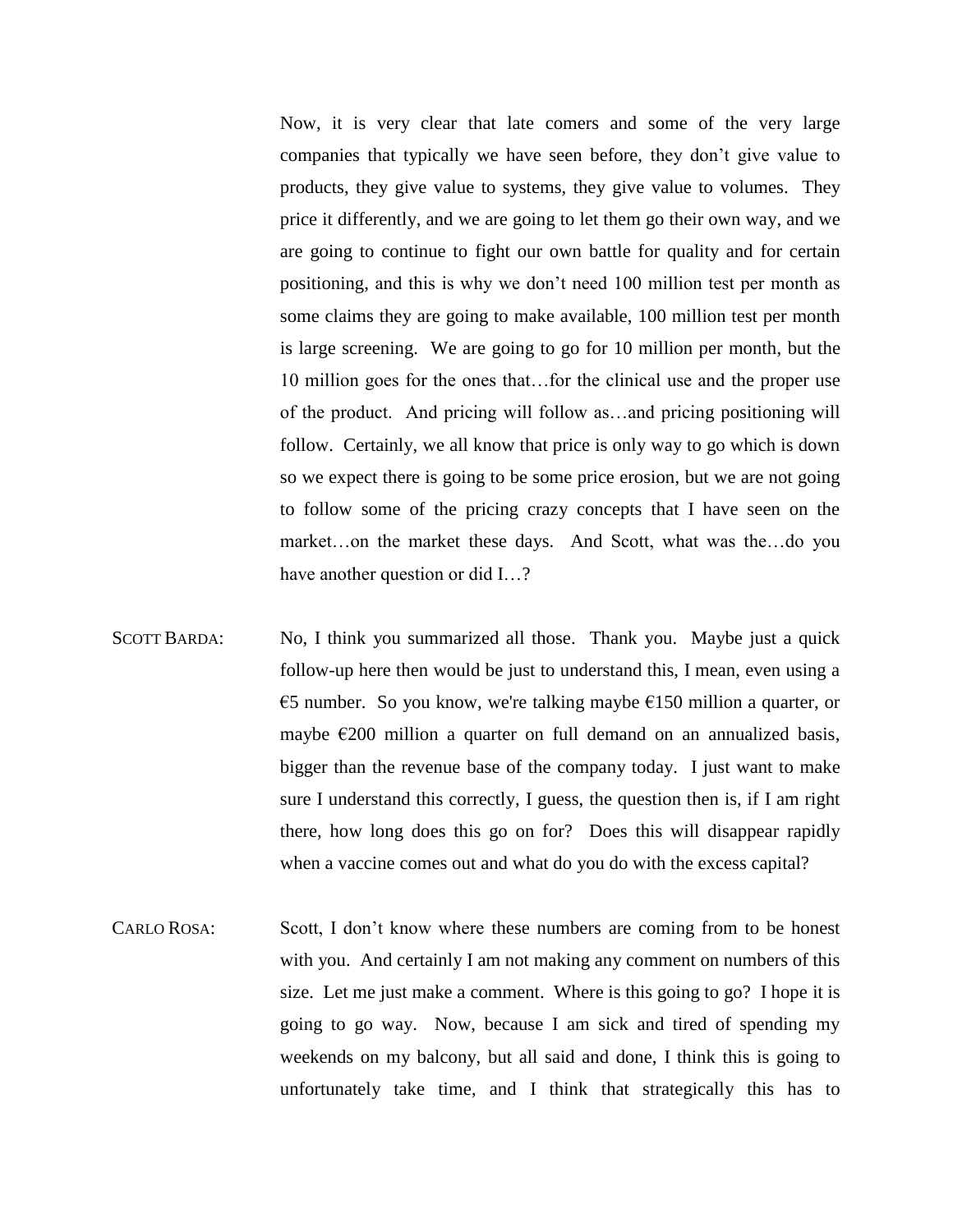Now, it is very clear that late comers and some of the very large companies that typically we have seen before, they don't give value to products, they give value to systems, they give value to volumes. They price it differently, and we are going to let them go their own way, and we are going to continue to fight our own battle for quality and for certain positioning, and this is why we don't need 100 million test per month as some claims they are going to make available, 100 million test per month is large screening. We are going to go for 10 million per month, but the 10 million goes for the ones that…for the clinical use and the proper use of the product. And pricing will follow as…and pricing positioning will follow. Certainly, we all know that price is only way to go which is down so we expect there is going to be some price erosion, but we are not going to follow some of the pricing crazy concepts that I have seen on the market…on the market these days. And Scott, what was the…do you have another question or did I…?

SCOTT BARDA: No, I think you summarized all those. Thank you. Maybe just a quick follow-up here then would be just to understand this, I mean, even using a €5 number. So you know, we're talking maybe €150 million a quarter, or maybe €200 million a quarter on full demand on an annualized basis, bigger than the revenue base of the company today. I just want to make sure I understand this correctly, I guess, the question then is, if I am right there, how long does this go on for? Does this will disappear rapidly when a vaccine comes out and what do you do with the excess capital?

CARLO ROSA: Scott, I don't know where these numbers are coming from to be honest with you. And certainly I am not making any comment on numbers of this size. Let me just make a comment. Where is this going to go? I hope it is going to go way. Now, because I am sick and tired of spending my weekends on my balcony, but all said and done, I think this is going to unfortunately take time, and I think that strategically this has to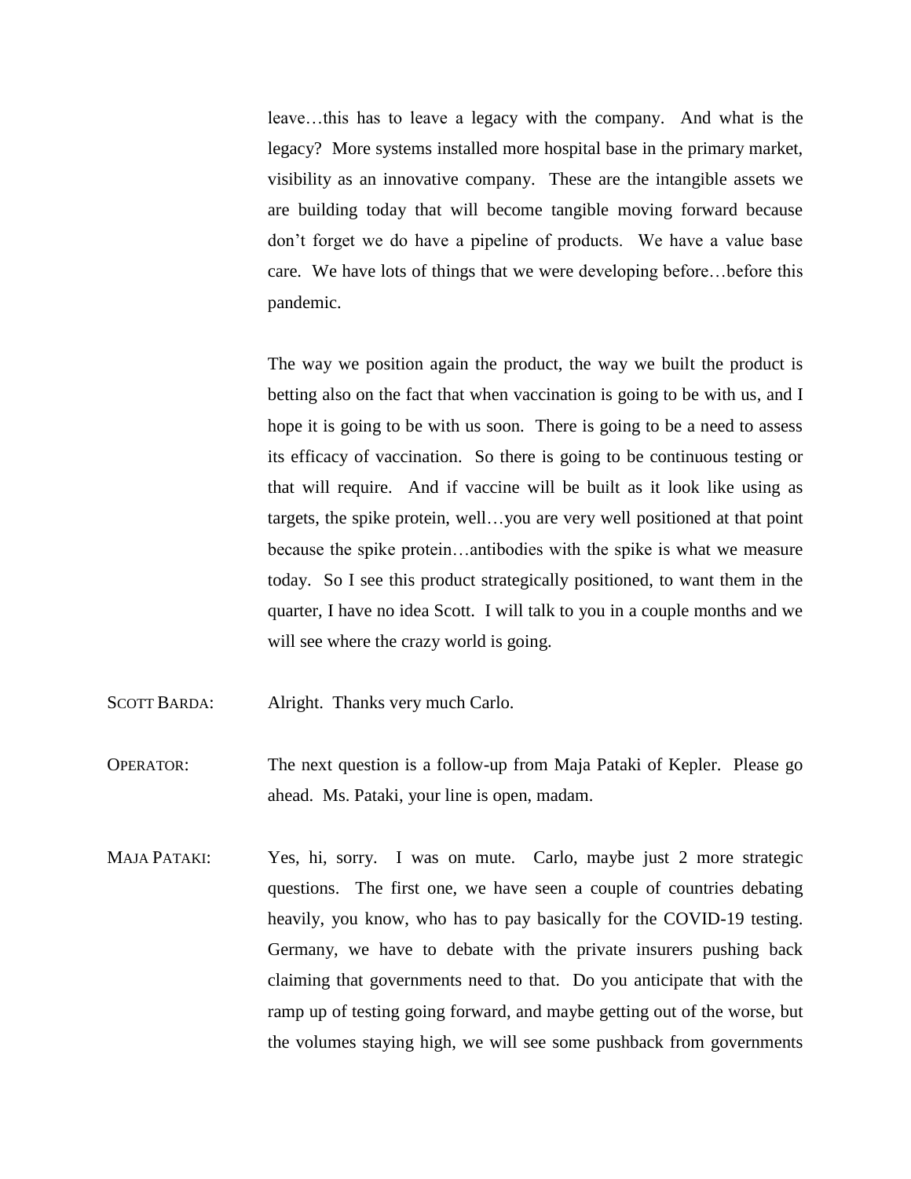leave…this has to leave a legacy with the company. And what is the legacy? More systems installed more hospital base in the primary market, visibility as an innovative company. These are the intangible assets we are building today that will become tangible moving forward because don't forget we do have a pipeline of products. We have a value base care. We have lots of things that we were developing before…before this pandemic.

The way we position again the product, the way we built the product is betting also on the fact that when vaccination is going to be with us, and I hope it is going to be with us soon. There is going to be a need to assess its efficacy of vaccination. So there is going to be continuous testing or that will require. And if vaccine will be built as it look like using as targets, the spike protein, well…you are very well positioned at that point because the spike protein…antibodies with the spike is what we measure today. So I see this product strategically positioned, to want them in the quarter, I have no idea Scott. I will talk to you in a couple months and we will see where the crazy world is going.

SCOTT BARDA: Alright. Thanks very much Carlo.

OPERATOR: The next question is a follow-up from Maja Pataki of Kepler. Please go ahead. Ms. Pataki, your line is open, madam.

MAJA PATAKI: Yes, hi, sorry. I was on mute. Carlo, maybe just 2 more strategic questions. The first one, we have seen a couple of countries debating heavily, you know, who has to pay basically for the COVID-19 testing. Germany, we have to debate with the private insurers pushing back claiming that governments need to that. Do you anticipate that with the ramp up of testing going forward, and maybe getting out of the worse, but the volumes staying high, we will see some pushback from governments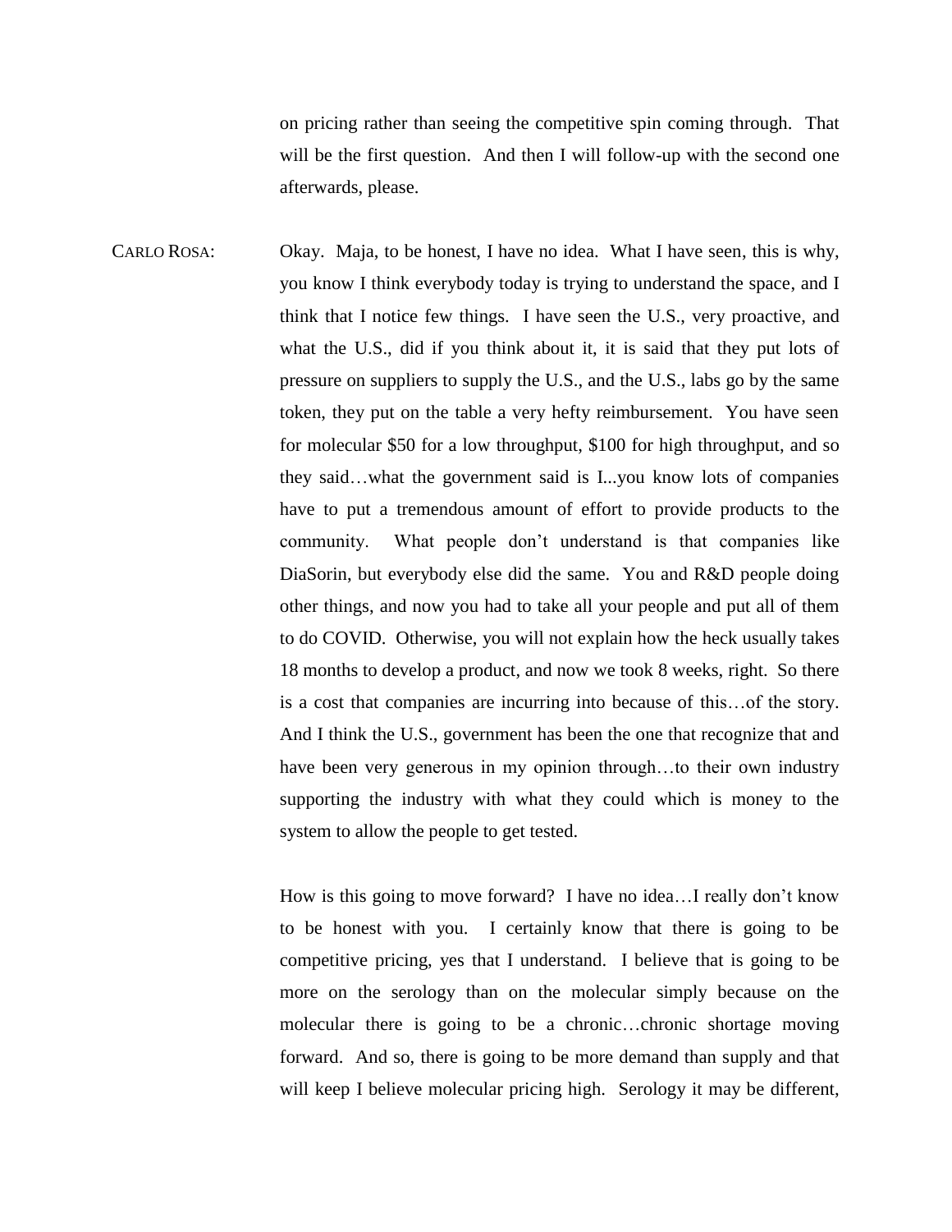on pricing rather than seeing the competitive spin coming through. That will be the first question. And then I will follow-up with the second one afterwards, please.

CARLO ROSA: Okay. Maja, to be honest, I have no idea. What I have seen, this is why, you know I think everybody today is trying to understand the space, and I think that I notice few things. I have seen the U.S., very proactive, and what the U.S., did if you think about it, it is said that they put lots of pressure on suppliers to supply the U.S., and the U.S., labs go by the same token, they put on the table a very hefty reimbursement. You have seen for molecular $50 for a low throughput, $100 for high throughput, and so they said…what the government said is I...you know lots of companies have to put a tremendous amount of effort to provide products to the community. What people don't understand is that companies like DiaSorin, but everybody else did the same. You and R&D people doing other things, and now you had to take all your people and put all of them to do COVID. Otherwise, you will not explain how the heck usually takes 18 months to develop a product, and now we took 8 weeks, right. So there is a cost that companies are incurring into because of this…of the story. And I think the U.S., government has been the one that recognize that and have been very generous in my opinion through…to their own industry supporting the industry with what they could which is money to the system to allow the people to get tested.

How is this going to move forward? I have no idea…I really don't know to be honest with you. I certainly know that there is going to be competitive pricing, yes that I understand. I believe that is going to be more on the serology than on the molecular simply because on the molecular there is going to be a chronic…chronic shortage moving forward. And so, there is going to be more demand than supply and that will keep I believe molecular pricing high. Serology it may be different,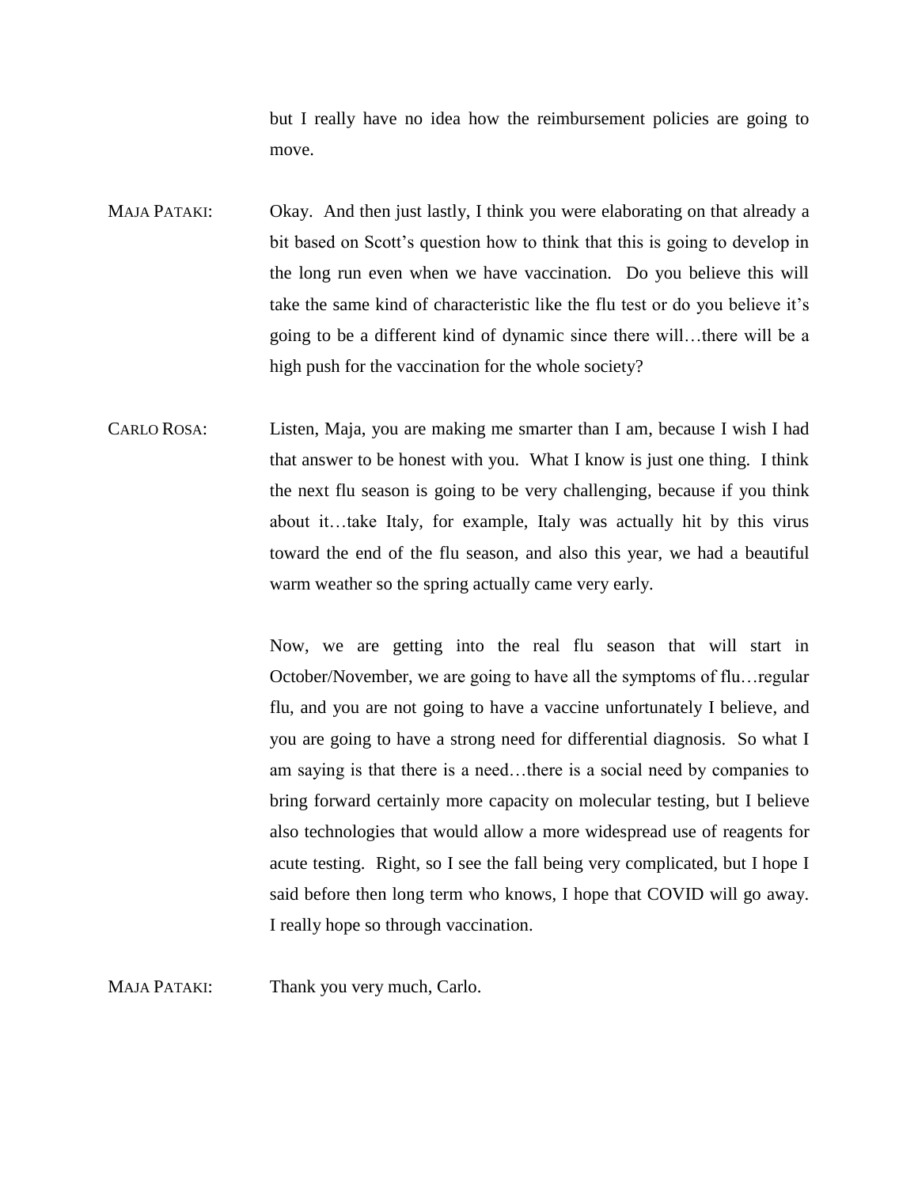but I really have no idea how the reimbursement policies are going to move.

MAJA PATAKI: Okay. And then just lastly, I think you were elaborating on that already a bit based on Scott's question how to think that this is going to develop in the long run even when we have vaccination. Do you believe this will take the same kind of characteristic like the flu test or do you believe it's going to be a different kind of dynamic since there will…there will be a high push for the vaccination for the whole society?

CARLO ROSA: Listen, Maja, you are making me smarter than I am, because I wish I had that answer to be honest with you. What I know is just one thing. I think the next flu season is going to be very challenging, because if you think about it…take Italy, for example, Italy was actually hit by this virus toward the end of the flu season, and also this year, we had a beautiful warm weather so the spring actually came very early.

Now, we are getting into the real flu season that will start in October/November, we are going to have all the symptoms of flu…regular flu, and you are not going to have a vaccine unfortunately I believe, and you are going to have a strong need for differential diagnosis. So what I am saying is that there is a need…there is a social need by companies to bring forward certainly more capacity on molecular testing, but I believe also technologies that would allow a more widespread use of reagents for acute testing. Right, so I see the fall being very complicated, but I hope I said before then long term who knows, I hope that COVID will go away. I really hope so through vaccination.

MAJA PATAKI: Thank you very much, Carlo.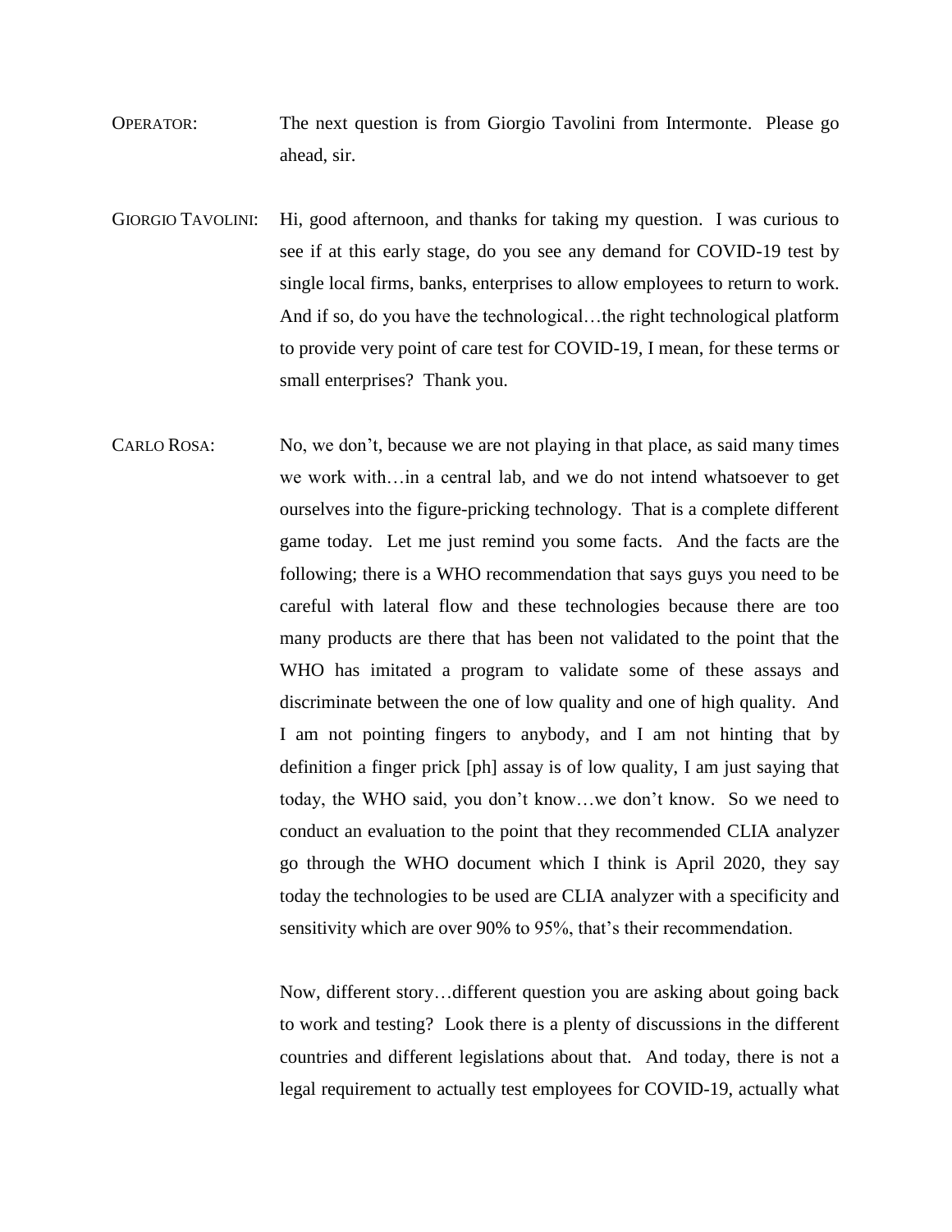OPERATOR: The next question is from Giorgio Tavolini from Intermonte. Please go ahead, sir.

GIORGIO TAVOLINI: Hi, good afternoon, and thanks for taking my question. I was curious to see if at this early stage, do you see any demand for COVID-19 test by single local firms, banks, enterprises to allow employees to return to work. And if so, do you have the technological…the right technological platform to provide very point of care test for COVID-19, I mean, for these terms or small enterprises? Thank you.

CARLO ROSA: No, we don't, because we are not playing in that place, as said many times we work with…in a central lab, and we do not intend whatsoever to get ourselves into the figure-pricking technology. That is a complete different game today. Let me just remind you some facts. And the facts are the following; there is a WHO recommendation that says guys you need to be careful with lateral flow and these technologies because there are too many products are there that has been not validated to the point that the WHO has imitated a program to validate some of these assays and discriminate between the one of low quality and one of high quality. And I am not pointing fingers to anybody, and I am not hinting that by definition a finger prick [ph] assay is of low quality, I am just saying that today, the WHO said, you don't know…we don't know. So we need to conduct an evaluation to the point that they recommended CLIA analyzer go through the WHO document which I think is April 2020, they say today the technologies to be used are CLIA analyzer with a specificity and sensitivity which are over 90% to 95%, that's their recommendation.

Now, different story…different question you are asking about going back to work and testing? Look there is a plenty of discussions in the different countries and different legislations about that. And today, there is not a legal requirement to actually test employees for COVID-19, actually what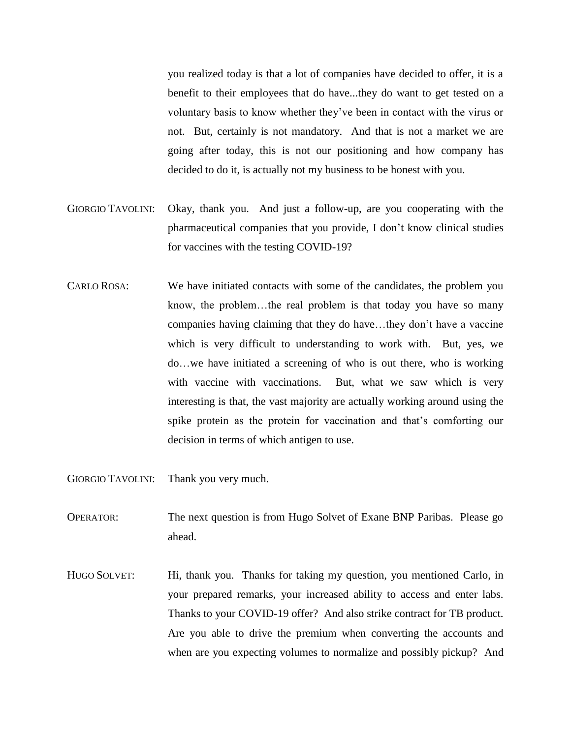you realized today is that a lot of companies have decided to offer, it is a benefit to their employees that do have...they do want to get tested on a voluntary basis to know whether they've been in contact with the virus or not. But, certainly is not mandatory. And that is not a market we are going after today, this is not our positioning and how company has decided to do it, is actually not my business to be honest with you.

GIORGIO TAVOLINI: Okay, thank you. And just a follow-up, are you cooperating with the pharmaceutical companies that you provide, I don't know clinical studies for vaccines with the testing COVID-19?

CARLO ROSA: We have initiated contacts with some of the candidates, the problem you know, the problem…the real problem is that today you have so many companies having claiming that they do have…they don't have a vaccine which is very difficult to understanding to work with. But, yes, we do…we have initiated a screening of who is out there, who is working with vaccine with vaccinations. But, what we saw which is very interesting is that, the vast majority are actually working around using the spike protein as the protein for vaccination and that's comforting our decision in terms of which antigen to use.

GIORGIO TAVOLINI: Thank you very much.

OPERATOR: The next question is from Hugo Solvet of Exane BNP Paribas. Please go ahead.

HUGO SOLVET: Hi, thank you. Thanks for taking my question, you mentioned Carlo, in your prepared remarks, your increased ability to access and enter labs. Thanks to your COVID-19 offer? And also strike contract for TB product. Are you able to drive the premium when converting the accounts and when are you expecting volumes to normalize and possibly pickup? And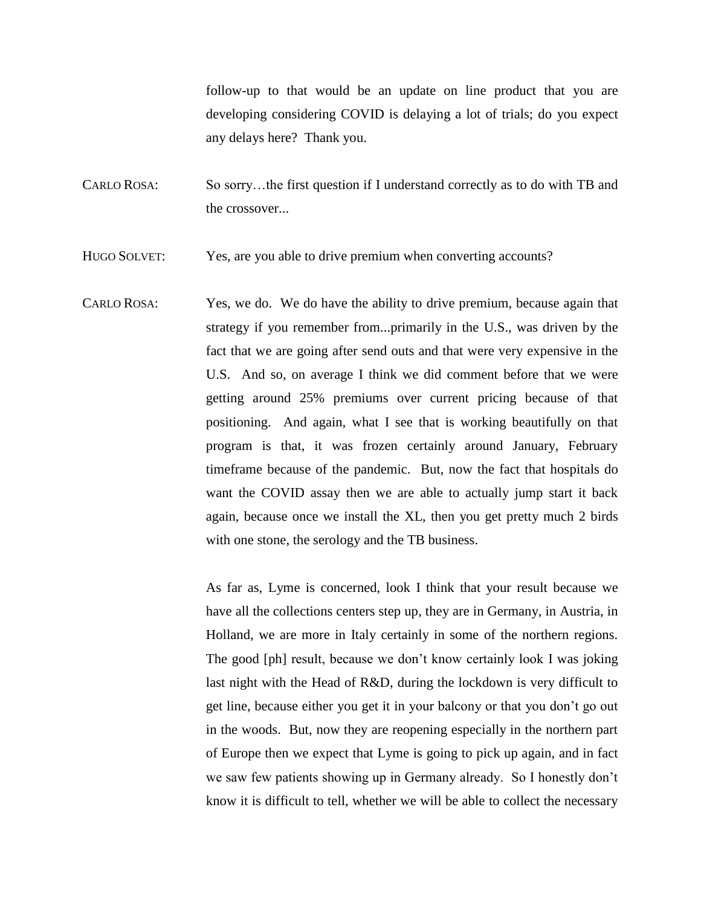follow-up to that would be an update on line product that you are developing considering COVID is delaying a lot of trials; do you expect any delays here? Thank you.

CARLO ROSA: So sorry…the first question if I understand correctly as to do with TB and the crossover...

HUGO SOLVET: Yes, are you able to drive premium when converting accounts?

CARLO ROSA: Yes, we do. We do have the ability to drive premium, because again that strategy if you remember from...primarily in the U.S., was driven by the fact that we are going after send outs and that were very expensive in the U.S. And so, on average I think we did comment before that we were getting around 25% premiums over current pricing because of that positioning. And again, what I see that is working beautifully on that program is that, it was frozen certainly around January, February timeframe because of the pandemic. But, now the fact that hospitals do want the COVID assay then we are able to actually jump start it back again, because once we install the XL, then you get pretty much 2 birds with one stone, the serology and the TB business.

As far as, Lyme is concerned, look I think that your result because we have all the collections centers step up, they are in Germany, in Austria, in Holland, we are more in Italy certainly in some of the northern regions. The good [ph] result, because we don't know certainly look I was joking last night with the Head of R&D, during the lockdown is very difficult to get line, because either you get it in your balcony or that you don't go out in the woods. But, now they are reopening especially in the northern part of Europe then we expect that Lyme is going to pick up again, and in fact we saw few patients showing up in Germany already. So I honestly don't know it is difficult to tell, whether we will be able to collect the necessary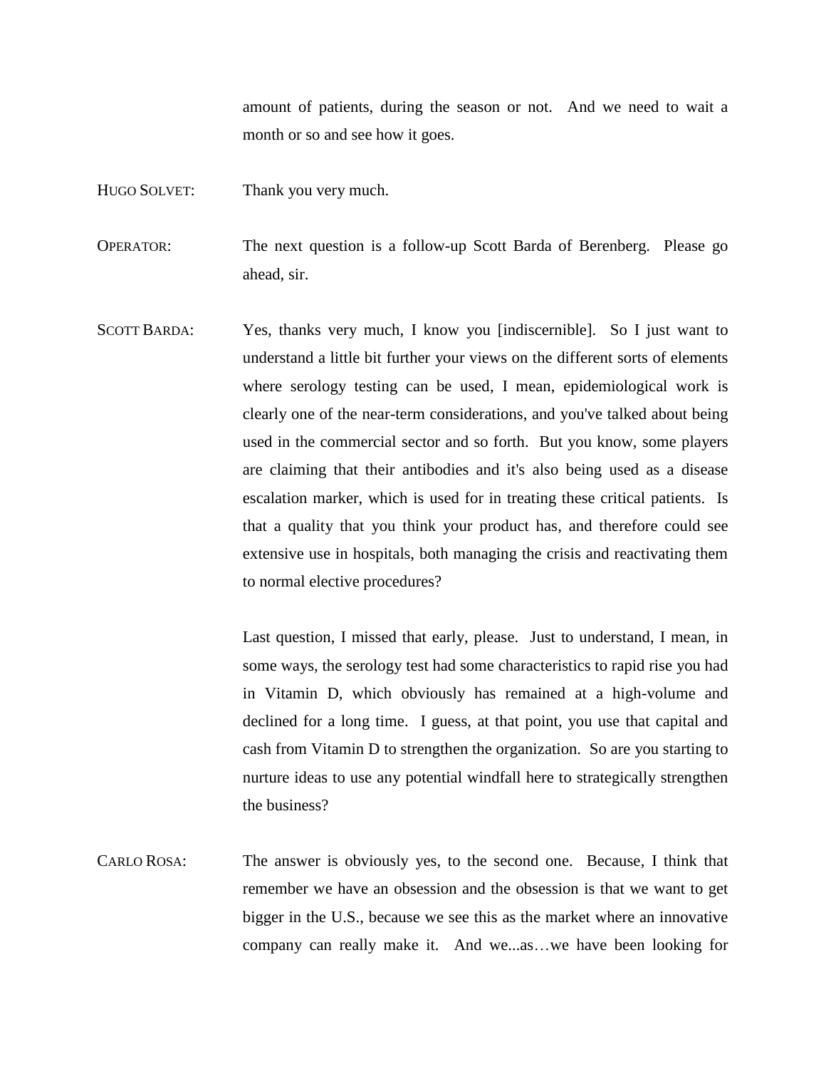amount of patients, during the season or not. And we need to wait a month or so and see how it goes.

HUGO SOLVET: Thank you very much.

OPERATOR: The next question is a follow-up Scott Barda of Berenberg. Please go ahead, sir.

SCOTT BARDA: Yes, thanks very much, I know you [indiscernible]. So I just want to understand a little bit further your views on the different sorts of elements where serology testing can be used, I mean, epidemiological work is clearly one of the near-term considerations, and you've talked about being used in the commercial sector and so forth. But you know, some players are claiming that their antibodies and it's also being used as a disease escalation marker, which is used for in treating these critical patients. Is that a quality that you think your product has, and therefore could see extensive use in hospitals, both managing the crisis and reactivating them to normal elective procedures?

Last question, I missed that early, please. Just to understand, I mean, in some ways, the serology test had some characteristics to rapid rise you had in Vitamin D, which obviously has remained at a high-volume and declined for a long time. I guess, at that point, you use that capital and cash from Vitamin D to strengthen the organization. So are you starting to nurture ideas to use any potential windfall here to strategically strengthen the business?

CARLO ROSA: The answer is obviously yes, to the second one. Because, I think that remember we have an obsession and the obsession is that we want to get bigger in the U.S., because we see this as the market where an innovative company can really make it. And we...as…we have been looking for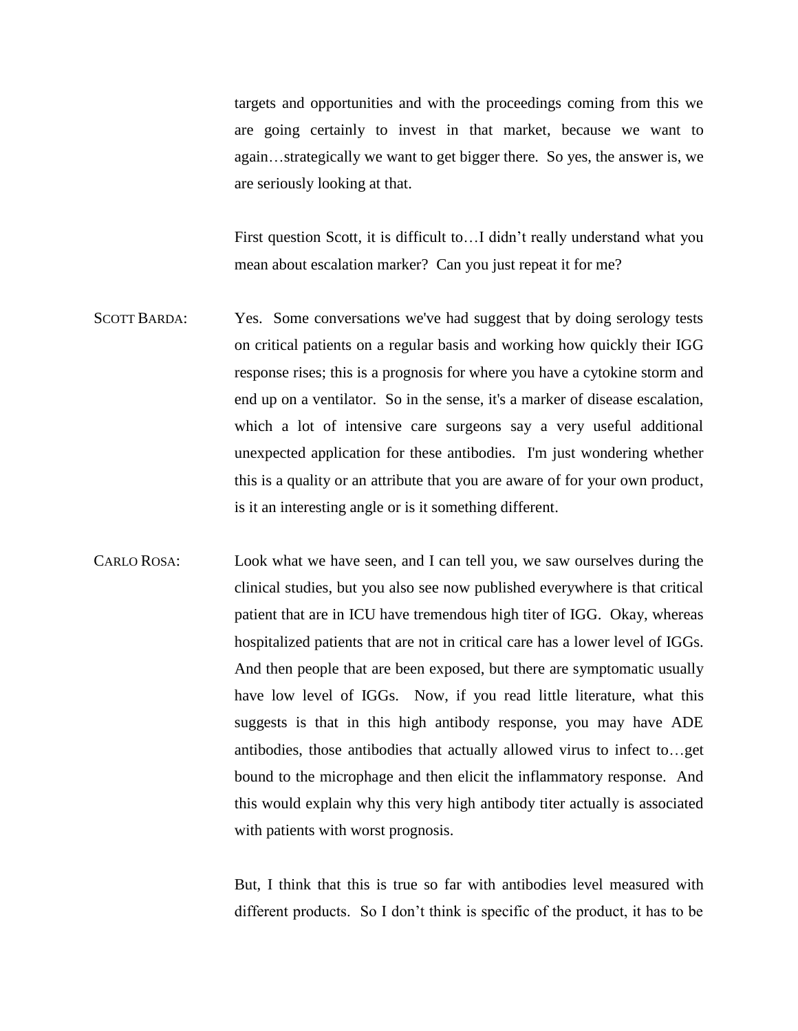targets and opportunities and with the proceedings coming from this we are going certainly to invest in that market, because we want to again…strategically we want to get bigger there. So yes, the answer is, we are seriously looking at that.

First question Scott, it is difficult to…I didn't really understand what you mean about escalation marker? Can you just repeat it for me?

SCOTT BARDA: Yes. Some conversations we've had suggest that by doing serology tests on critical patients on a regular basis and working how quickly their IGG response rises; this is a prognosis for where you have a cytokine storm and end up on a ventilator. So in the sense, it's a marker of disease escalation, which a lot of intensive care surgeons say a very useful additional unexpected application for these antibodies. I'm just wondering whether this is a quality or an attribute that you are aware of for your own product, is it an interesting angle or is it something different.

CARLO ROSA: Look what we have seen, and I can tell you, we saw ourselves during the clinical studies, but you also see now published everywhere is that critical patient that are in ICU have tremendous high titer of IGG. Okay, whereas hospitalized patients that are not in critical care has a lower level of IGGs. And then people that are been exposed, but there are symptomatic usually have low level of IGGs. Now, if you read little literature, what this suggests is that in this high antibody response, you may have ADE antibodies, those antibodies that actually allowed virus to infect to…get bound to the microphage and then elicit the inflammatory response. And this would explain why this very high antibody titer actually is associated with patients with worst prognosis.

But, I think that this is true so far with antibodies level measured with different products. So I don't think is specific of the product, it has to be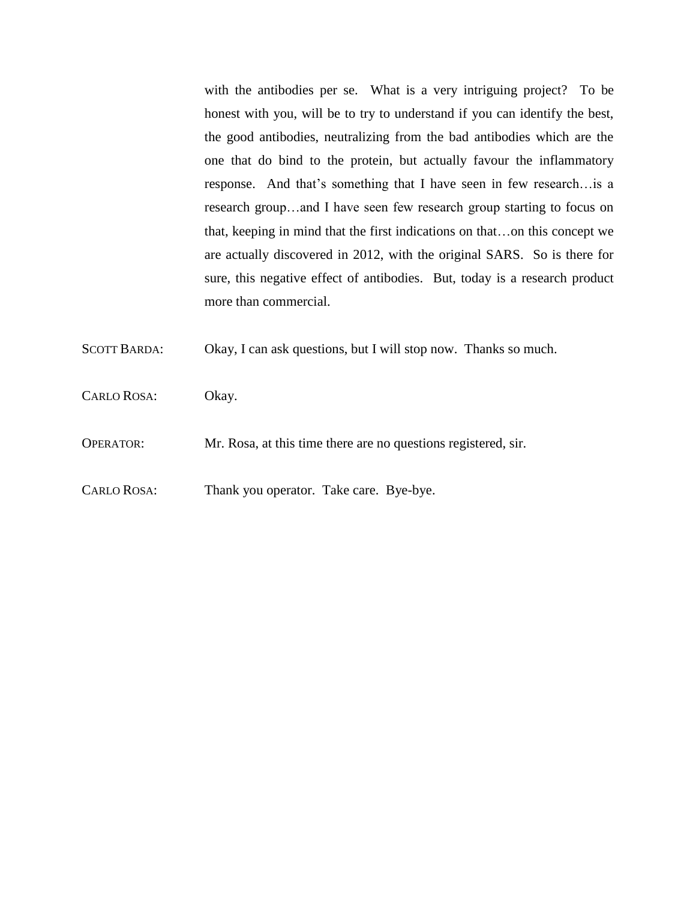with the antibodies per se. What is a very intriguing project? To be honest with you, will be to try to understand if you can identify the best, the good antibodies, neutralizing from the bad antibodies which are the one that do bind to the protein, but actually favour the inflammatory response. And that's something that I have seen in few research…is a research group…and I have seen few research group starting to focus on that, keeping in mind that the first indications on that…on this concept we are actually discovered in 2012, with the original SARS. So is there for sure, this negative effect of antibodies. But, today is a research product more than commercial.

SCOTT BARDA: Okay, I can ask questions, but I will stop now. Thanks so much.

CARLO ROSA: Okay.

OPERATOR: Mr. Rosa, at this time there are no questions registered, sir.

CARLO ROSA: Thank you operator. Take care. Bye-bye.